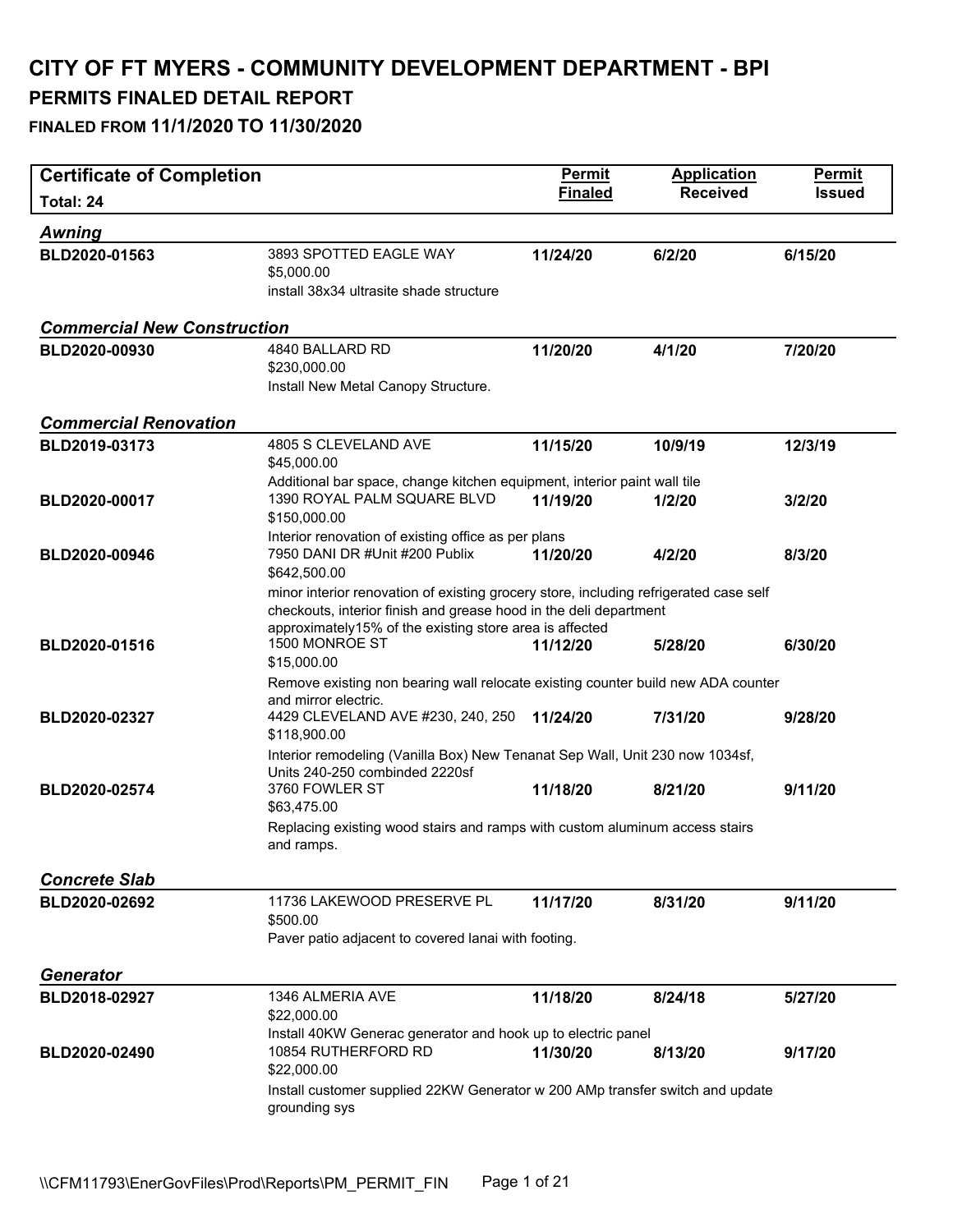# CITY OF FT MYERS - COMMUNITY DEVELOPMENT DEPARTMENT - BPI

## PERMITS FINALED DETAIL REPORT

### FINALED FROM 11/1/2020 TO 11/30/2020

| Certificate of Completion<br>Total: 24 | | Permit Finaled | Application Received | Permit Issued |
|---|---|---|---|---|
| ***Awning*** | | | | |
| **BLD2020-01563** | 3893 SPOTTED EAGLE WAY<br>$5,000.00<br>install 38x34 ultrasite shade structure | **11/24/20** | **6/2/20** | **6/15/20** |
| ***Commercial New Construction*** | | | | |
| **BLD2020-00930** | 4840 BALLARD RD<br>$230,000.00<br>Install New Metal Canopy Structure. | **11/20/20** | **4/1/20** | **7/20/20** |
| ***Commercial Renovation*** | | | | |
| **BLD2019-03173** | 4805 S CLEVELAND AVE<br>$45,000.00<br>Additional bar space, change kitchen equipment, interior paint wall tile | **11/15/20** | **10/9/19** | **12/3/19** |
| **BLD2020-00017** | 1390 ROYAL PALM SQUARE BLVD<br>$150,000.00<br>Interior renovation of existing office as per plans | **11/19/20** | **1/2/20** | **3/2/20** |
| **BLD2020-00946** | 7950 DANI DR #Unit #200 Publix<br>$642,500.00<br>minor interior renovation of existing grocery store, including refrigerated case self checkouts, interior finish and grease hood in the deli department approximately15% of the existing store area is affected | **11/20/20** | **4/2/20** | **8/3/20** |
| **BLD2020-01516** | 1500 MONROE ST<br>$15,000.00<br>Remove existing non bearing wall relocate existing counter build new ADA counter and mirror electric. | **11/12/20** | **5/28/20** | **6/30/20** |
| **BLD2020-02327** | 4429 CLEVELAND AVE #230, 240, 250<br>$118,900.00<br>Interior remodeling (Vanilla Box) New Tenanat Sep Wall, Unit 230 now 1034sf, Units 240-250 combinded 2220sf | **11/24/20** | **7/31/20** | **9/28/20** |
| **BLD2020-02574** | 3760 FOWLER ST<br>$63,475.00<br>Replacing existing wood stairs and ramps with custom aluminum access stairs and ramps. | **11/18/20** | **8/21/20** | **9/11/20** |
| ***Concrete Slab*** | | | | |
| **BLD2020-02692** | 11736 LAKEWOOD PRESERVE PL<br>$500.00<br>Paver patio adjacent to covered lanai with footing. | **11/17/20** | **8/31/20** | **9/11/20** |
| ***Generator*** | | | | |
| **BLD2018-02927** | 1346 ALMERIA AVE<br>$22,000.00<br>Install 40KW Generac generator and hook up to electric panel | **11/18/20** | **8/24/18** | **5/27/20** |
| **BLD2020-02490** | 10854 RUTHERFORD RD<br>$22,000.00<br>Install customer supplied 22KW Generator w 200 AMp transfer switch and update grounding sys | **11/30/20** | **8/13/20** | **9/17/20** |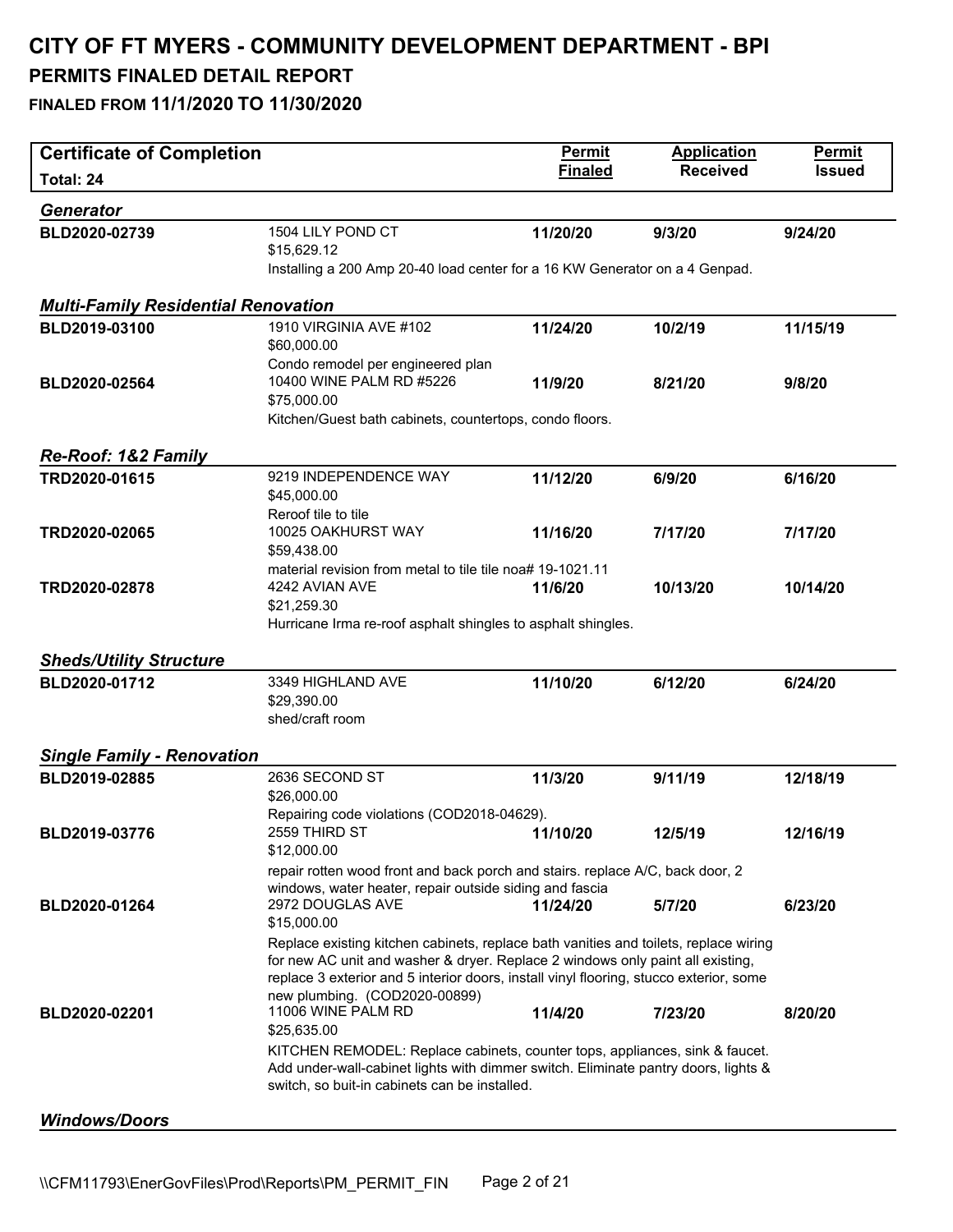# CITY OF FT MYERS - COMMUNITY DEVELOPMENT DEPARTMENT - BPI

## PERMITS FINALED DETAIL REPORT

### FINALED FROM 11/1/2020 TO 11/30/2020

| Certificate of Completion<br>Total: 24 | | Permit Finaled | Application Received | Permit Issued |
|---|---|---|---|---|
| ***Generator*** | | | | |
| **BLD2020-02739** | 1504 LILY POND CT<br>$15,629.12<br>Installing a 200 Amp 20-40 load center for a 16 KW Generator on a 4 Genpad. | **11/20/20** | **9/3/20** | **9/24/20** |
| ***Multi-Family Residential Renovation*** | | | | |
| **BLD2019-03100** | 1910 VIRGINIA AVE #102<br>$60,000.00<br>Condo remodel per engineered plan | **11/24/20** | **10/2/19** | **11/15/19** |
| **BLD2020-02564** | 10400 WINE PALM RD #5226<br>$75,000.00<br>Kitchen/Guest bath cabinets, countertops, condo floors. | **11/9/20** | **8/21/20** | **9/8/20** |
| ***Re-Roof: 1&2 Family*** | | | | |
| **TRD2020-01615** | 9219 INDEPENDENCE WAY<br>$45,000.00<br>Reroof tile to tile | **11/12/20** | **6/9/20** | **6/16/20** |
| **TRD2020-02065** | 10025 OAKHURST WAY<br>$59,438.00<br>material revision from metal to tile tile noa# 19-1021.11 | **11/16/20** | **7/17/20** | **7/17/20** |
| **TRD2020-02878** | 4242 AVIAN AVE<br>$21,259.30<br>Hurricane Irma re-roof asphalt shingles to asphalt shingles. | **11/6/20** | **10/13/20** | **10/14/20** |
| ***Sheds/Utility Structure*** | | | | |
| **BLD2020-01712** | 3349 HIGHLAND AVE<br>$29,390.00<br>shed/craft room | **11/10/20** | **6/12/20** | **6/24/20** |
| ***Single Family - Renovation*** | | | | |
| **BLD2019-02885** | 2636 SECOND ST<br>$26,000.00<br>Repairing code violations (COD2018-04629). | **11/3/20** | **9/11/19** | **12/18/19** |
| **BLD2019-03776** | 2559 THIRD ST<br>$12,000.00<br>repair rotten wood front and back porch and stairs. replace A/C, back door, 2 windows, water heater, repair outside siding and fascia | **11/10/20** | **12/5/19** | **12/16/19** |
| **BLD2020-01264** | 2972 DOUGLAS AVE<br>$15,000.00<br>Replace existing kitchen cabinets, replace bath vanities and toilets, replace wiring for new AC unit and washer & dryer. Replace 2 windows only paint all existing, replace 3 exterior and 5 interior doors, install vinyl flooring, stucco exterior, some new plumbing. (COD2020-00899) | **11/24/20** | **5/7/20** | **6/23/20** |
| **BLD2020-02201** | 11006 WINE PALM RD<br>$25,635.00<br>KITCHEN REMODEL: Replace cabinets, counter tops, appliances, sink & faucet. Add under-wall-cabinet lights with dimmer switch. Eliminate pantry doors, lights & switch, so buit-in cabinets can be installed. | **11/4/20** | **7/23/20** | **8/20/20** |
| ***Windows/Doors*** | | | | |

\\CFM11793\EnerGovFiles\Prod\Reports\PM_PERMIT_FIN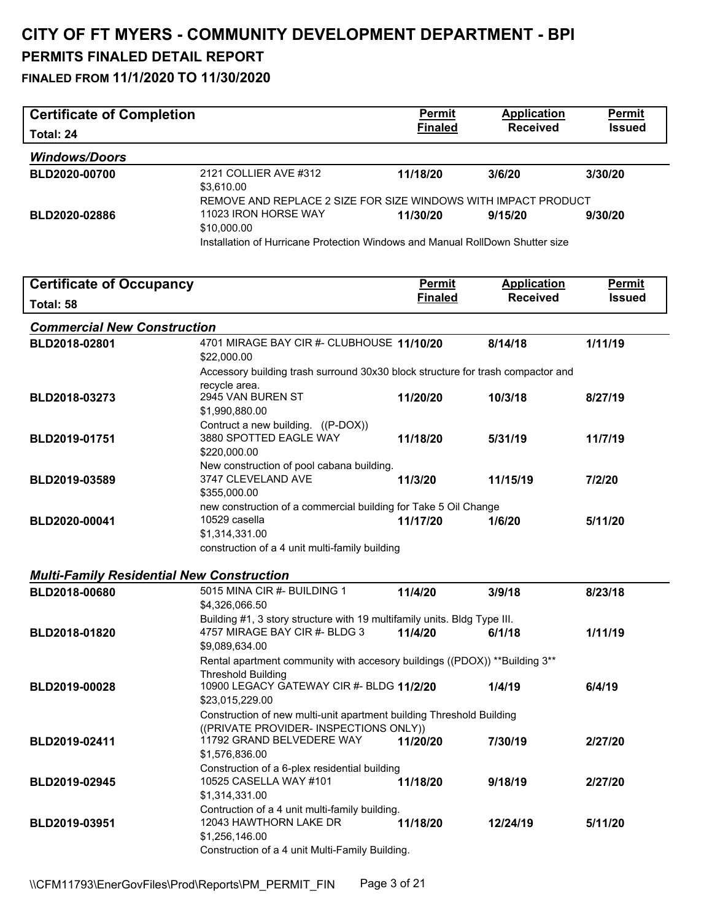# CITY OF FT MYERS - COMMUNITY DEVELOPMENT DEPARTMENT - BPI

## PERMITS FINALED DETAIL REPORT

### FINALED FROM 11/1/2020 TO 11/30/2020

| Certificate of Completion<br>Total: 24 | | Permit Finaled | Application Received | Permit Issued |
|---|---|---|---|---|
| ***Windows/Doors*** | | | | |
| **BLD2020-00700** | 2121 COLLIER AVE #312<br>$3,610.00<br>REMOVE AND REPLACE 2 SIZE FOR SIZE WINDOWS WITH IMPACT PRODUCT | **11/18/20** | **3/6/20** | **3/30/20** |
| **BLD2020-02886** | 11023 IRON HORSE WAY<br>$10,000.00<br>Installation of Hurricane Protection Windows and Manual RollDown Shutter size | **11/30/20** | **9/15/20** | **9/30/20** |

| Certificate of Occupancy<br>Total: 58 | | Permit Finaled | Application Received | Permit Issued |
|---|---|---|---|---|
| ***Commercial New Construction*** | | | | |
| **BLD2018-02801** | 4701 MIRAGE BAY CIR #- CLUBHOUSE<br>$22,000.00<br>Accessory building trash surround 30x30 block structure for trash compactor and recycle area. | **11/10/20** | **8/14/18** | **1/11/19** |
| **BLD2018-03273** | 2945 VAN BUREN ST<br>$1,990,880.00<br>Contruct a new building. ((P-DOX)) | **11/20/20** | **10/3/18** | **8/27/19** |
| **BLD2019-01751** | 3880 SPOTTED EAGLE WAY<br>$220,000.00<br>New construction of pool cabana building. | **11/18/20** | **5/31/19** | **11/7/19** |
| **BLD2019-03589** | 3747 CLEVELAND AVE<br>$355,000.00<br>new construction of a commercial building for Take 5 Oil Change | **11/3/20** | **11/15/19** | **7/2/20** |
| **BLD2020-00041** | 10529 casella<br>$1,314,331.00<br>construction of a 4 unit multi-family building | **11/17/20** | **1/6/20** | **5/11/20** |
| ***Multi-Family Residential New Construction*** | | | | |
| **BLD2018-00680** | 5015 MINA CIR #- BUILDING 1<br>$4,326,066.50<br>Building #1, 3 story structure with 19 multifamily units. Bldg Type III. | **11/4/20** | **3/9/18** | **8/23/18** |
| **BLD2018-01820** | 4757 MIRAGE BAY CIR #- BLDG 3<br>$9,089,634.00<br>Rental apartment community with accesory buildings ((PDOX)) **Building 3** Threshold Building | **11/4/20** | **6/1/18** | **1/11/19** |
| **BLD2019-00028** | 10900 LEGACY GATEWAY CIR #- BLDG<br>$23,015,229.00<br>Construction of new multi-unit apartment building Threshold Building ((PRIVATE PROVIDER- INSPECTIONS ONLY)) | **11/2/20** | **1/4/19** | **6/4/19** |
| **BLD2019-02411** | 11792 GRAND BELVEDERE WAY<br>$1,576,836.00<br>Construction of a 6-plex residential building | **11/20/20** | **7/30/19** | **2/27/20** |
| **BLD2019-02945** | 10525 CASELLA WAY #101<br>$1,314,331.00<br>Contruction of a 4 unit multi-family building. | **11/18/20** | **9/18/19** | **2/27/20** |
| **BLD2019-03951** | 12043 HAWTHORN LAKE DR<br>$1,256,146.00<br>Construction of a 4 unit Multi-Family Building. | **11/18/20** | **12/24/19** | **5/11/20** |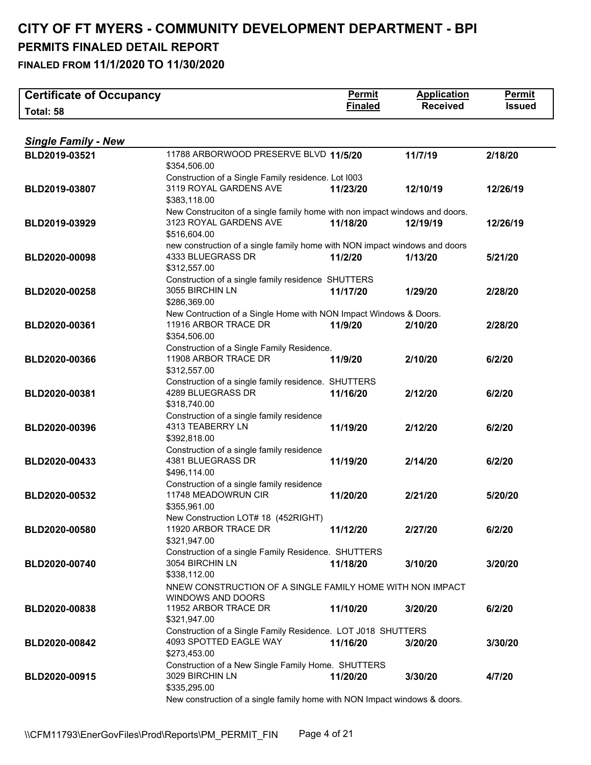# CITY OF FT MYERS - COMMUNITY DEVELOPMENT DEPARTMENT - BPI

## PERMITS FINALED DETAIL REPORT

### FINALED FROM 11/1/2020 TO 11/30/2020

| Certificate of Occupancy<br>Total: 58 | | Permit Finaled | Application Received | Permit Issued |
|---|---|---|---|---|

### *Single Family - New*

| Permit | Address / Valuation / Description | Permit Finaled | Application Received | Permit Issued |
|---|---|---|---|---|
| **BLD2019-03521** | 11788 ARBORWOOD PRESERVE BLVD<br>$354,506.00<br>Construction of a Single Family residence. Lot I003 | **11/5/20** | **11/7/19** | **2/18/20** |
| **BLD2019-03807** | 3119 ROYAL GARDENS AVE<br>$383,118.00<br>New Construciton of a single family home with non impact windows and doors. | **11/23/20** | **12/10/19** | **12/26/19** |
| **BLD2019-03929** | 3123 ROYAL GARDENS AVE<br>$516,604.00<br>new construction of a single family home with NON impact windows and doors | **11/18/20** | **12/19/19** | **12/26/19** |
| **BLD2020-00098** | 4333 BLUEGRASS DR<br>$312,557.00<br>Construction of a single family residence SHUTTERS | **11/2/20** | **1/13/20** | **5/21/20** |
| **BLD2020-00258** | 3055 BIRCHIN LN<br>$286,369.00<br>New Contruction of a Single Home with NON Impact Windows & Doors. | **11/17/20** | **1/29/20** | **2/28/20** |
| **BLD2020-00361** | 11916 ARBOR TRACE DR<br>$354,506.00<br>Construction of a Single Family Residence. | **11/9/20** | **2/10/20** | **2/28/20** |
| **BLD2020-00366** | 11908 ARBOR TRACE DR<br>$312,557.00<br>Construction of a single family residence. SHUTTERS | **11/9/20** | **2/10/20** | **6/2/20** |
| **BLD2020-00381** | 4289 BLUEGRASS DR<br>$318,740.00<br>Construction of a single family residence | **11/16/20** | **2/12/20** | **6/2/20** |
| **BLD2020-00396** | 4313 TEABERRY LN<br>$392,818.00<br>Construction of a single family residence | **11/19/20** | **2/12/20** | **6/2/20** |
| **BLD2020-00433** | 4381 BLUEGRASS DR<br>$496,114.00<br>Construction of a single family residence | **11/19/20** | **2/14/20** | **6/2/20** |
| **BLD2020-00532** | 11748 MEADOWRUN CIR<br>$355,961.00<br>New Construction LOT# 18 (452RIGHT) | **11/20/20** | **2/21/20** | **5/20/20** |
| **BLD2020-00580** | 11920 ARBOR TRACE DR<br>$321,947.00<br>Construction of a single Family Residence. SHUTTERS | **11/12/20** | **2/27/20** | **6/2/20** |
| **BLD2020-00740** | 3054 BIRCHIN LN<br>$338,112.00<br>NNEW CONSTRUCTION OF A SINGLE FAMILY HOME WITH NON IMPACT WINDOWS AND DOORS | **11/18/20** | **3/10/20** | **3/20/20** |
| **BLD2020-00838** | 11952 ARBOR TRACE DR<br>$321,947.00<br>Construction of a Single Family Residence. LOT J018 SHUTTERS | **11/10/20** | **3/20/20** | **6/2/20** |
| **BLD2020-00842** | 4093 SPOTTED EAGLE WAY<br>$273,453.00<br>Construction of a New Single Family Home. SHUTTERS | **11/16/20** | **3/20/20** | **3/30/20** |
| **BLD2020-00915** | 3029 BIRCHIN LN<br>$335,295.00<br>New construction of a single family home with NON Impact windows & doors. | **11/20/20** | **3/30/20** | **4/7/20** |

\\CFM11793\EnerGovFiles\Prod\Reports\PM_PERMIT_FIN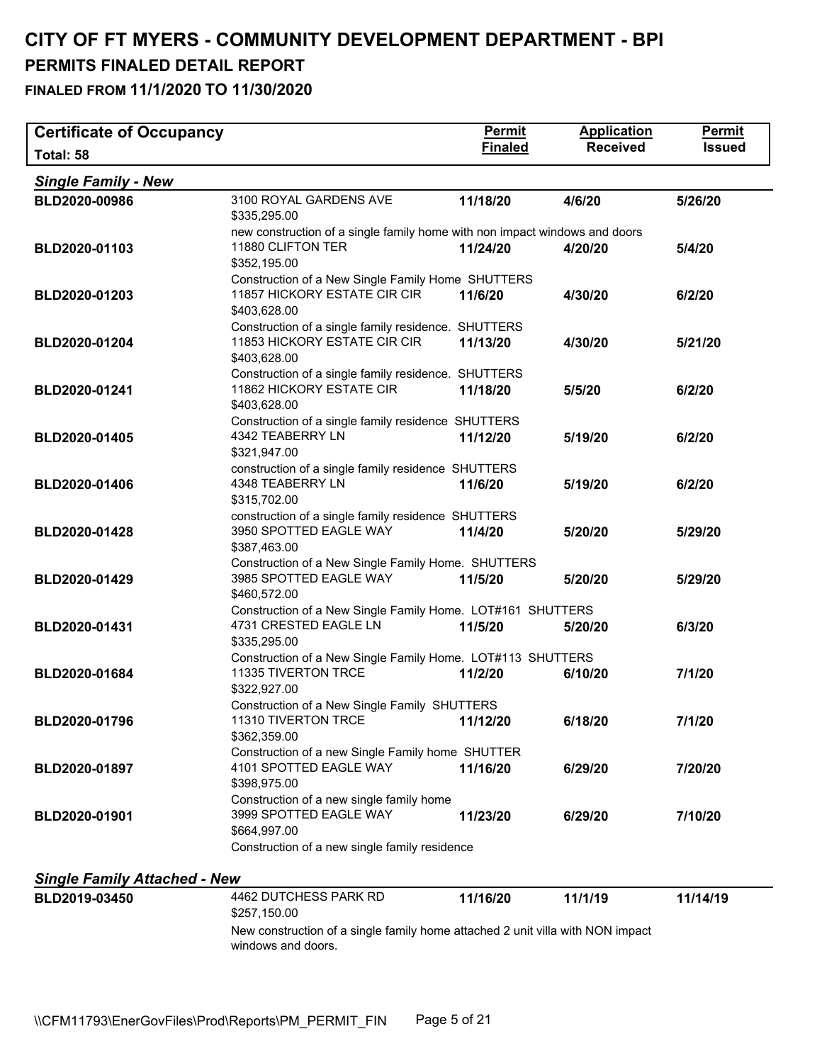# CITY OF FT MYERS - COMMUNITY DEVELOPMENT DEPARTMENT - BPI

## PERMITS FINALED DETAIL REPORT

### FINALED FROM 11/1/2020 TO 11/30/2020

| Certificate of Occupancy<br>Total: 58 | | Permit Finaled | Application Received | Permit Issued |
|---|---|---|---|---|
| ***Single Family - New*** | | | | |
| **BLD2020-00986** | 3100 ROYAL GARDENS AVE<br>$335,295.00<br>new construction of a single family home with non impact windows and doors | **11/18/20** | **4/6/20** | **5/26/20** |
| **BLD2020-01103** | 11880 CLIFTON TER<br>$352,195.00<br>Construction of a New Single Family Home SHUTTERS | **11/24/20** | **4/20/20** | **5/4/20** |
| **BLD2020-01203** | 11857 HICKORY ESTATE CIR CIR<br>$403,628.00<br>Construction of a single family residence. SHUTTERS | **11/6/20** | **4/30/20** | **6/2/20** |
| **BLD2020-01204** | 11853 HICKORY ESTATE CIR CIR<br>$403,628.00<br>Construction of a single family residence. SHUTTERS | **11/13/20** | **4/30/20** | **5/21/20** |
| **BLD2020-01241** | 11862 HICKORY ESTATE CIR<br>$403,628.00<br>Construction of a single family residence SHUTTERS | **11/18/20** | **5/5/20** | **6/2/20** |
| **BLD2020-01405** | 4342 TEABERRY LN<br>$321,947.00<br>construction of a single family residence SHUTTERS | **11/12/20** | **5/19/20** | **6/2/20** |
| **BLD2020-01406** | 4348 TEABERRY LN<br>$315,702.00<br>construction of a single family residence SHUTTERS | **11/6/20** | **5/19/20** | **6/2/20** |
| **BLD2020-01428** | 3950 SPOTTED EAGLE WAY<br>$387,463.00<br>Construction of a New Single Family Home. SHUTTERS | **11/4/20** | **5/20/20** | **5/29/20** |
| **BLD2020-01429** | 3985 SPOTTED EAGLE WAY<br>$460,572.00<br>Construction of a New Single Family Home. LOT#161 SHUTTERS | **11/5/20** | **5/20/20** | **5/29/20** |
| **BLD2020-01431** | 4731 CRESTED EAGLE LN<br>$335,295.00<br>Construction of a New Single Family Home. LOT#113 SHUTTERS | **11/5/20** | **5/20/20** | **6/3/20** |
| **BLD2020-01684** | 11335 TIVERTON TRCE<br>$322,927.00<br>Construction of a New Single Family SHUTTERS | **11/2/20** | **6/10/20** | **7/1/20** |
| **BLD2020-01796** | 11310 TIVERTON TRCE<br>$362,359.00<br>Construction of a new Single Family home SHUTTER | **11/12/20** | **6/18/20** | **7/1/20** |
| **BLD2020-01897** | 4101 SPOTTED EAGLE WAY<br>$398,975.00<br>Construction of a new single family home | **11/16/20** | **6/29/20** | **7/20/20** |
| **BLD2020-01901** | 3999 SPOTTED EAGLE WAY<br>$664,997.00<br>Construction of a new single family residence | **11/23/20** | **6/29/20** | **7/10/20** |
| ***Single Family Attached - New*** | | | | |
| **BLD2019-03450** | 4462 DUTCHESS PARK RD<br>$257,150.00<br>New construction of a single family home attached 2 unit villa with NON impact windows and doors. | **11/16/20** | **11/1/19** | **11/14/19** |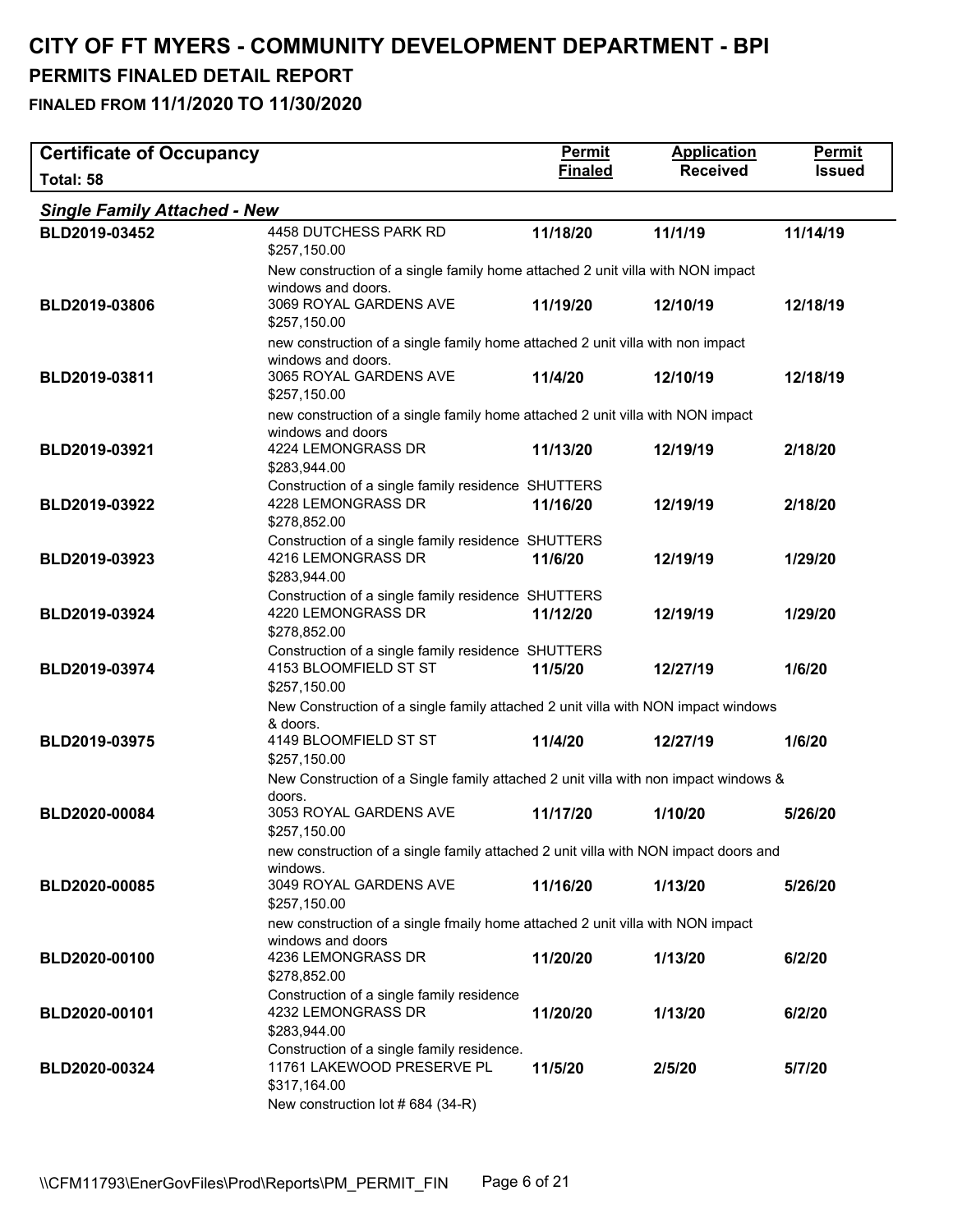# CITY OF FT MYERS - COMMUNITY DEVELOPMENT DEPARTMENT - BPI

## PERMITS FINALED DETAIL REPORT

### FINALED FROM 11/1/2020 TO 11/30/2020

**Certificate of Occupancy**
**Total: 58**

***Single Family Attached - New***

| Permit | Address / Valuation / Description | Permit Finaled | Application Received | Permit Issued |
|---|---|---|---|---|
| **BLD2019-03452** | 4458 DUTCHESS PARK RD<br>$257,150.00<br>New construction of a single family home attached 2 unit villa with NON impact windows and doors. | **11/18/20** | **11/1/19** | **11/14/19** |
| **BLD2019-03806** | 3069 ROYAL GARDENS AVE<br>$257,150.00<br>new construction of a single family home attached 2 unit villa with non impact windows and doors. | **11/19/20** | **12/10/19** | **12/18/19** |
| **BLD2019-03811** | 3065 ROYAL GARDENS AVE<br>$257,150.00<br>new construction of a single family home attached 2 unit villa with NON impact windows and doors | **11/4/20** | **12/10/19** | **12/18/19** |
| **BLD2019-03921** | 4224 LEMONGRASS DR<br>$283,944.00<br>Construction of a single family residence SHUTTERS | **11/13/20** | **12/19/19** | **2/18/20** |
| **BLD2019-03922** | 4228 LEMONGRASS DR<br>$278,852.00<br>Construction of a single family residence SHUTTERS | **11/16/20** | **12/19/19** | **2/18/20** |
| **BLD2019-03923** | 4216 LEMONGRASS DR<br>$283,944.00<br>Construction of a single family residence SHUTTERS | **11/6/20** | **12/19/19** | **1/29/20** |
| **BLD2019-03924** | 4220 LEMONGRASS DR<br>$278,852.00<br>Construction of a single family residence SHUTTERS | **11/12/20** | **12/19/19** | **1/29/20** |
| **BLD2019-03974** | 4153 BLOOMFIELD ST ST<br>$257,150.00<br>New Construction of a single family attached 2 unit villa with NON impact windows & doors. | **11/5/20** | **12/27/19** | **1/6/20** |
| **BLD2019-03975** | 4149 BLOOMFIELD ST ST<br>$257,150.00<br>New Construction of a Single family attached 2 unit villa with non impact windows & doors. | **11/4/20** | **12/27/19** | **1/6/20** |
| **BLD2020-00084** | 3053 ROYAL GARDENS AVE<br>$257,150.00<br>new construction of a single family attached 2 unit villa with NON impact doors and windows. | **11/17/20** | **1/10/20** | **5/26/20** |
| **BLD2020-00085** | 3049 ROYAL GARDENS AVE<br>$257,150.00<br>new construction of a single fmaily home attached 2 unit villa with NON impact windows and doors | **11/16/20** | **1/13/20** | **5/26/20** |
| **BLD2020-00100** | 4236 LEMONGRASS DR<br>$278,852.00<br>Construction of a single family residence | **11/20/20** | **1/13/20** | **6/2/20** |
| **BLD2020-00101** | 4232 LEMONGRASS DR<br>$283,944.00<br>Construction of a single family residence. | **11/20/20** | **1/13/20** | **6/2/20** |
| **BLD2020-00324** | 11761 LAKEWOOD PRESERVE PL<br>$317,164.00<br>New construction lot # 684 (34-R) | **11/5/20** | **2/5/20** | **5/7/20** |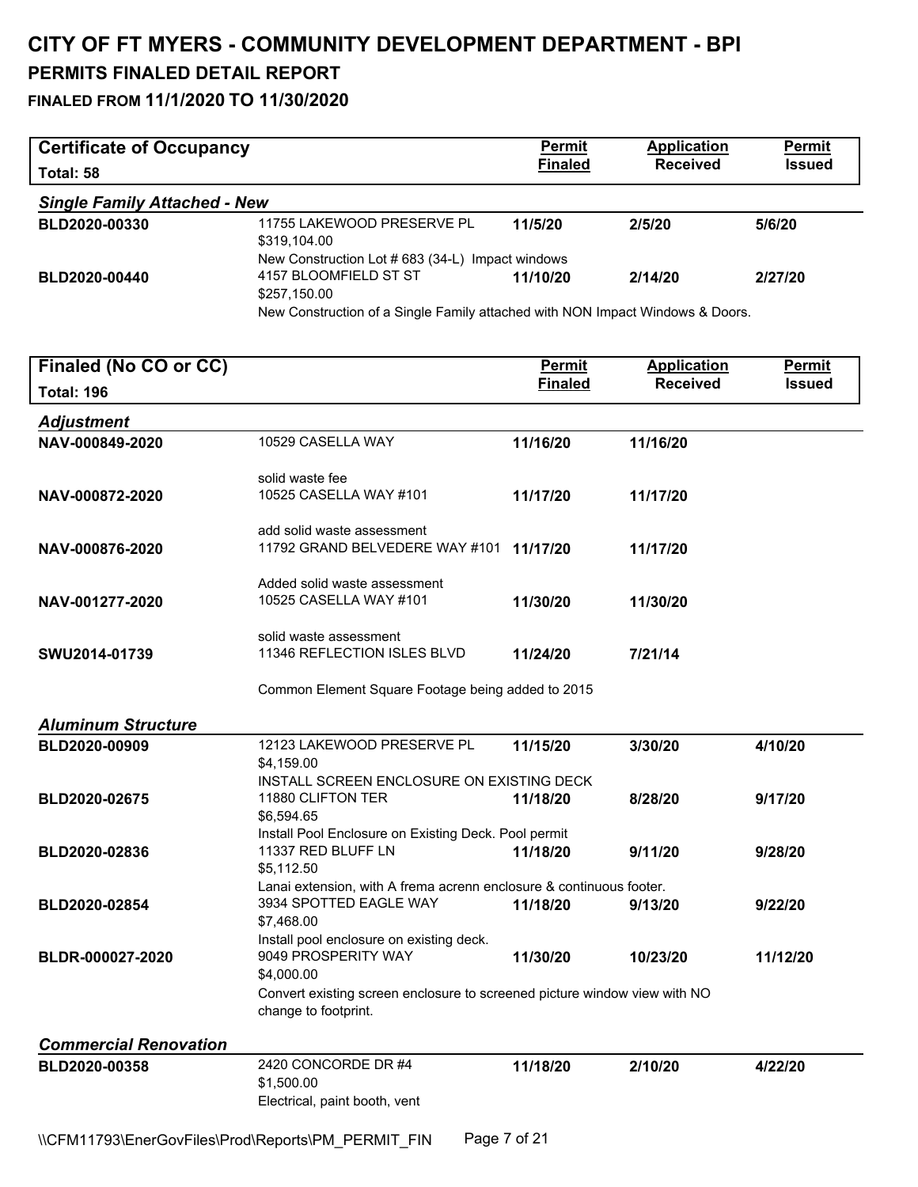# CITY OF FT MYERS - COMMUNITY DEVELOPMENT DEPARTMENT - BPI

## PERMITS FINALED DETAIL REPORT

### FINALED FROM 11/1/2020 TO 11/30/2020

| Certificate of Occupancy<br>Total: 58 | | Permit Finaled | Application Received | Permit Issued |
|---|---|---|---|---|
| ***Single Family Attached - New*** | | | | |
| **BLD2020-00330** | 11755 LAKEWOOD PRESERVE PL<br>$319,104.00<br>New Construction Lot # 683 (34-L) Impact windows | **11/5/20** | **2/5/20** | **5/6/20** |
| **BLD2020-00440** | 4157 BLOOMFIELD ST ST<br>$257,150.00<br>New Construction of a Single Family attached with NON Impact Windows & Doors. | **11/10/20** | **2/14/20** | **2/27/20** |

| Finaled (No CO or CC)<br>Total: 196 | | Permit Finaled | Application Received | Permit Issued |
|---|---|---|---|---|
| ***Adjustment*** | | | | |
| **NAV-000849-2020** | 10529 CASELLA WAY<br><br>solid waste fee | **11/16/20** | **11/16/20** | |
| **NAV-000872-2020** | 10525 CASELLA WAY #101<br><br>add solid waste assessment | **11/17/20** | **11/17/20** | |
| **NAV-000876-2020** | 11792 GRAND BELVEDERE WAY #101<br><br>Added solid waste assessment | **11/17/20** | **11/17/20** | |
| **NAV-001277-2020** | 10525 CASELLA WAY #101<br><br>solid waste assessment | **11/30/20** | **11/30/20** | |
| **SWU2014-01739** | 11346 REFLECTION ISLES BLVD<br><br>Common Element Square Footage being added to 2015 | **11/24/20** | **7/21/14** | |
| ***Aluminum Structure*** | | | | |
| **BLD2020-00909** | 12123 LAKEWOOD PRESERVE PL<br>$4,159.00<br>INSTALL SCREEN ENCLOSURE ON EXISTING DECK | **11/15/20** | **3/30/20** | **4/10/20** |
| **BLD2020-02675** | 11880 CLIFTON TER<br>$6,594.65<br>Install Pool Enclosure on Existing Deck. Pool permit | **11/18/20** | **8/28/20** | **9/17/20** |
| **BLD2020-02836** | 11337 RED BLUFF LN<br>$5,112.50<br>Lanai extension, with A frema acrenn enclosure & continuous footer. | **11/18/20** | **9/11/20** | **9/28/20** |
| **BLD2020-02854** | 3934 SPOTTED EAGLE WAY<br>$7,468.00<br>Install pool enclosure on existing deck. | **11/18/20** | **9/13/20** | **9/22/20** |
| **BLDR-000027-2020** | 9049 PROSPERITY WAY<br>$4,000.00<br>Convert existing screen enclosure to screened picture window view with NO change to footprint. | **11/30/20** | **10/23/20** | **11/12/20** |
| ***Commercial Renovation*** | | | | |
| **BLD2020-00358** | 2420 CONCORDE DR #4<br>$1,500.00<br>Electrical, paint booth, vent | **11/18/20** | **2/10/20** | **4/22/20** |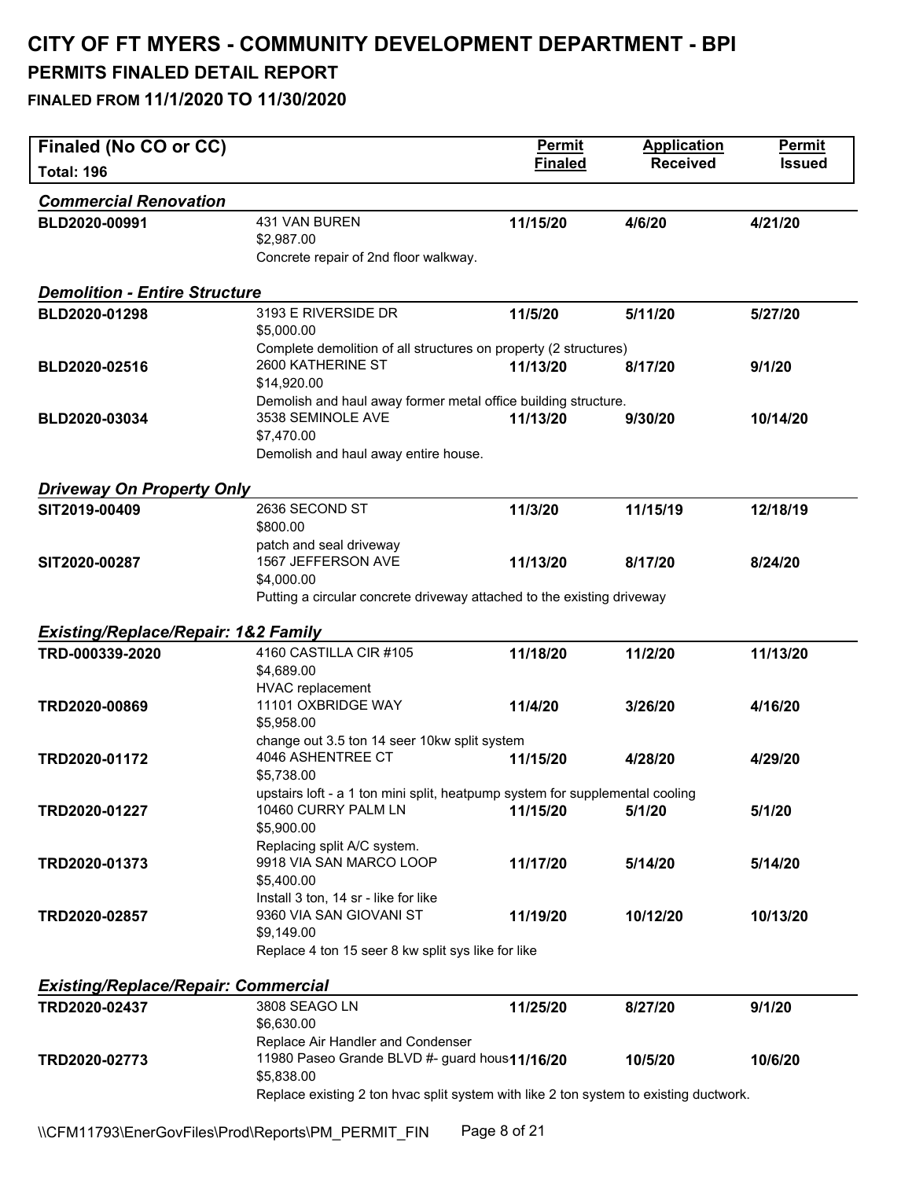# CITY OF FT MYERS - COMMUNITY DEVELOPMENT DEPARTMENT - BPI

## PERMITS FINALED DETAIL REPORT

### FINALED FROM 11/1/2020 TO 11/30/2020

| Finaled (No CO or CC) Total: 196 | | Permit Finaled | Application Received | Permit Issued |
|---|---|---|---|---|
| ***Commercial Renovation*** | | | | |
| **BLD2020-00991** | 431 VAN BUREN<br>$2,987.00<br>Concrete repair of 2nd floor walkway. | **11/15/20** | **4/6/20** | **4/21/20** |
| ***Demolition - Entire Structure*** | | | | |
| **BLD2020-01298** | 3193 E RIVERSIDE DR<br>$5,000.00<br>Complete demolition of all structures on property (2 structures) | **11/5/20** | **5/11/20** | **5/27/20** |
| **BLD2020-02516** | 2600 KATHERINE ST<br>$14,920.00<br>Demolish and haul away former metal office building structure. | **11/13/20** | **8/17/20** | **9/1/20** |
| **BLD2020-03034** | 3538 SEMINOLE AVE<br>$7,470.00<br>Demolish and haul away entire house. | **11/13/20** | **9/30/20** | **10/14/20** |
| ***Driveway On Property Only*** | | | | |
| **SIT2019-00409** | 2636 SECOND ST<br>$800.00<br>patch and seal driveway | **11/3/20** | **11/15/19** | **12/18/19** |
| **SIT2020-00287** | 1567 JEFFERSON AVE<br>$4,000.00<br>Putting a circular concrete driveway attached to the existing driveway | **11/13/20** | **8/17/20** | **8/24/20** |
| ***Existing/Replace/Repair: 1&2 Family*** | | | | |
| **TRD-000339-2020** | 4160 CASTILLA CIR #105<br>$4,689.00<br>HVAC replacement | **11/18/20** | **11/2/20** | **11/13/20** |
| **TRD2020-00869** | 11101 OXBRIDGE WAY<br>$5,958.00<br>change out 3.5 ton 14 seer 10kw split system | **11/4/20** | **3/26/20** | **4/16/20** |
| **TRD2020-01172** | 4046 ASHENTREE CT<br>$5,738.00<br>upstairs loft - a 1 ton mini split, heatpump system for supplemental cooling | **11/15/20** | **4/28/20** | **4/29/20** |
| **TRD2020-01227** | 10460 CURRY PALM LN<br>$5,900.00<br>Replacing split A/C system. | **11/15/20** | **5/1/20** | **5/1/20** |
| **TRD2020-01373** | 9918 VIA SAN MARCO LOOP<br>$5,400.00<br>Install 3 ton, 14 sr - like for like | **11/17/20** | **5/14/20** | **5/14/20** |
| **TRD2020-02857** | 9360 VIA SAN GIOVANI ST<br>$9,149.00<br>Replace 4 ton 15 seer 8 kw split sys like for like | **11/19/20** | **10/12/20** | **10/13/20** |
| ***Existing/Replace/Repair: Commercial*** | | | | |
| **TRD2020-02437** | 3808 SEAGO LN<br>$6,630.00<br>Replace Air Handler and Condenser | **11/25/20** | **8/27/20** | **9/1/20** |
| **TRD2020-02773** | 11980 Paseo Grande BLVD #- guard hous<br>$5,838.00<br>Replace existing 2 ton hvac split system with like 2 ton system to existing ductwork. | **11/16/20** | **10/5/20** | **10/6/20** |

\\CFM11793\EnerGovFiles\Prod\Reports\PM_PERMIT_FIN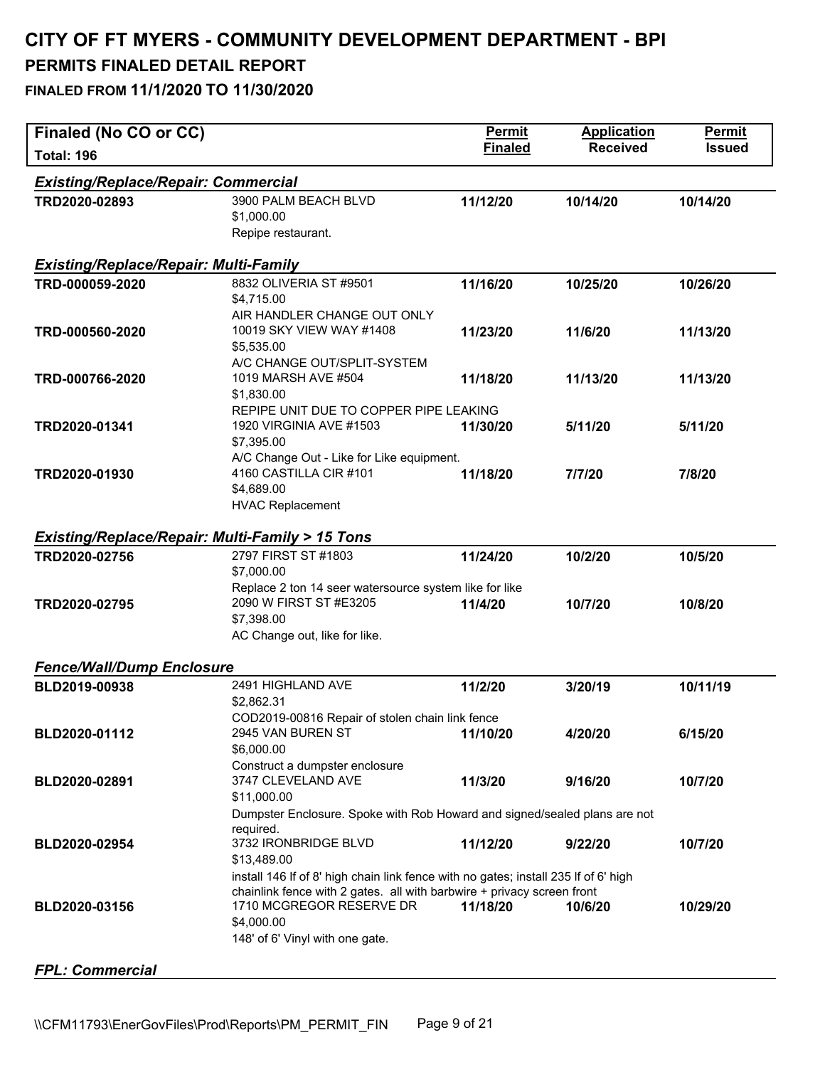# CITY OF FT MYERS - COMMUNITY DEVELOPMENT DEPARTMENT - BPI

## PERMITS FINALED DETAIL REPORT

### FINALED FROM 11/1/2020 TO 11/30/2020

| Finaled (No CO or CC)<br>Total: 196 | | Permit Finaled | Application Received | Permit Issued |
|---|---|---|---|---|
| ***Existing/Replace/Repair: Commercial*** | | | | |
| **TRD2020-02893** | 3900 PALM BEACH BLVD<br>$1,000.00<br>Repipe restaurant. | **11/12/20** | **10/14/20** | **10/14/20** |
| ***Existing/Replace/Repair: Multi-Family*** | | | | |
| **TRD-000059-2020** | 8832 OLIVERIA ST #9501<br>$4,715.00<br>AIR HANDLER CHANGE OUT ONLY | **11/16/20** | **10/25/20** | **10/26/20** |
| **TRD-000560-2020** | 10019 SKY VIEW WAY #1408<br>$5,535.00<br>A/C CHANGE OUT/SPLIT-SYSTEM | **11/23/20** | **11/6/20** | **11/13/20** |
| **TRD-000766-2020** | 1019 MARSH AVE #504<br>$1,830.00<br>REPIPE UNIT DUE TO COPPER PIPE LEAKING | **11/18/20** | **11/13/20** | **11/13/20** |
| **TRD2020-01341** | 1920 VIRGINIA AVE #1503<br>$7,395.00<br>A/C Change Out - Like for Like equipment. | **11/30/20** | **5/11/20** | **5/11/20** |
| **TRD2020-01930** | 4160 CASTILLA CIR #101<br>$4,689.00<br>HVAC Replacement | **11/18/20** | **7/7/20** | **7/8/20** |
| ***Existing/Replace/Repair: Multi-Family > 15 Tons*** | | | | |
| **TRD2020-02756** | 2797 FIRST ST #1803<br>$7,000.00<br>Replace 2 ton 14 seer watersource system like for like | **11/24/20** | **10/2/20** | **10/5/20** |
| **TRD2020-02795** | 2090 W FIRST ST #E3205<br>$7,398.00<br>AC Change out, like for like. | **11/4/20** | **10/7/20** | **10/8/20** |
| ***Fence/Wall/Dump Enclosure*** | | | | |
| **BLD2019-00938** | 2491 HIGHLAND AVE<br>$2,862.31<br>COD2019-00816 Repair of stolen chain link fence | **11/2/20** | **3/20/19** | **10/11/19** |
| **BLD2020-01112** | 2945 VAN BUREN ST<br>$6,000.00<br>Construct a dumpster enclosure | **11/10/20** | **4/20/20** | **6/15/20** |
| **BLD2020-02891** | 3747 CLEVELAND AVE<br>$11,000.00<br>Dumpster Enclosure. Spoke with Rob Howard and signed/sealed plans are not required. | **11/3/20** | **9/16/20** | **10/7/20** |
| **BLD2020-02954** | 3732 IRONBRIDGE BLVD<br>$13,489.00<br>install 146 lf of 8' high chain link fence with no gates; install 235 lf of 6' high chainlink fence with 2 gates. all with barbwire + privacy screen front | **11/12/20** | **9/22/20** | **10/7/20** |
| **BLD2020-03156** | 1710 MCGREGOR RESERVE DR<br>$4,000.00<br>148' of 6' Vinyl with one gate. | **11/18/20** | **10/6/20** | **10/29/20** |
| ***FPL: Commercial*** | | | | |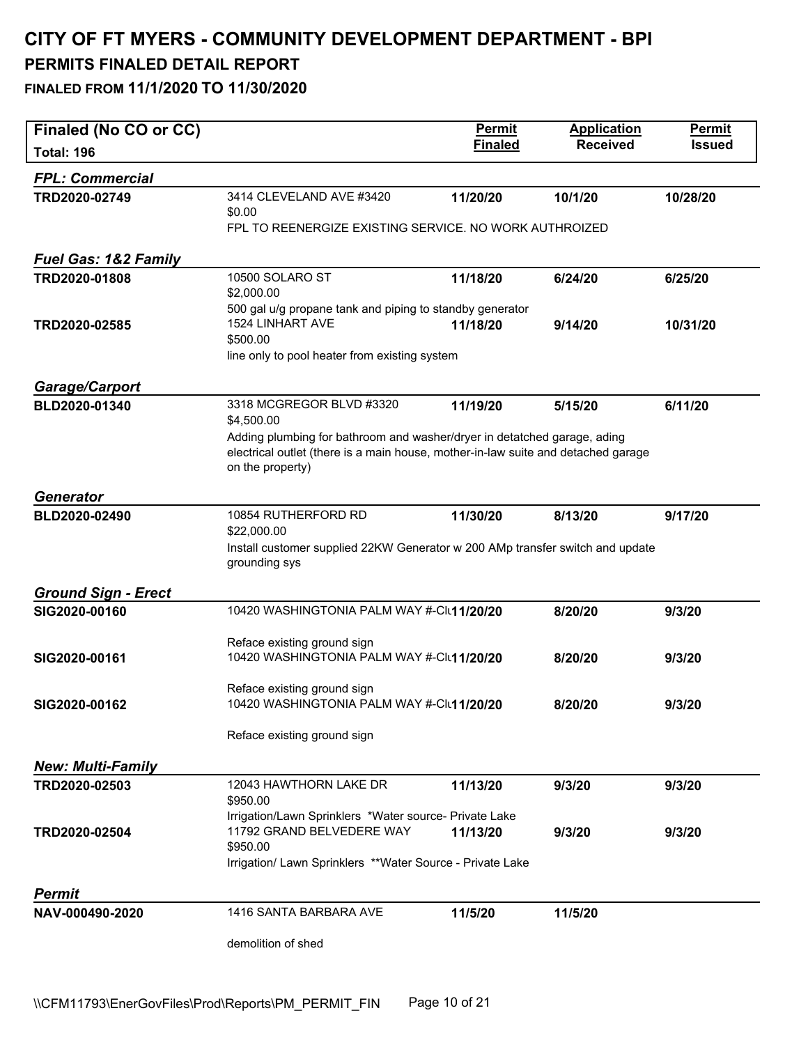# CITY OF FT MYERS - COMMUNITY DEVELOPMENT DEPARTMENT - BPI

## PERMITS FINALED DETAIL REPORT

### FINALED FROM 11/1/2020 TO 11/30/2020

| Finaled (No CO or CC) Total: 196 | | Permit Finaled | Application Received | Permit Issued |
|---|---|---|---|---|
| ***FPL: Commercial*** | | | | |
| **TRD2020-02749** | 3414 CLEVELAND AVE #3420<br>$0.00<br>FPL TO REENERGIZE EXISTING SERVICE. NO WORK AUTHROIZED | **11/20/20** | **10/1/20** | **10/28/20** |
| ***Fuel Gas: 1&2 Family*** | | | | |
| **TRD2020-01808** | 10500 SOLARO ST<br>$2,000.00<br>500 gal u/g propane tank and piping to standby generator | **11/18/20** | **6/24/20** | **6/25/20** |
| **TRD2020-02585** | 1524 LINHART AVE<br>$500.00<br>line only to pool heater from existing system | **11/18/20** | **9/14/20** | **10/31/20** |
| ***Garage/Carport*** | | | | |
| **BLD2020-01340** | 3318 MCGREGOR BLVD #3320<br>$4,500.00<br>Adding plumbing for bathroom and washer/dryer in detatched garage, ading electrical outlet (there is a main house, mother-in-law suite and detached garage on the property) | **11/19/20** | **5/15/20** | **6/11/20** |
| ***Generator*** | | | | |
| **BLD2020-02490** | 10854 RUTHERFORD RD<br>$22,000.00<br>Install customer supplied 22KW Generator w 200 AMp transfer switch and update grounding sys | **11/30/20** | **8/13/20** | **9/17/20** |
| ***Ground Sign - Erect*** | | | | |
| **SIG2020-00160** | 10420 WASHINGTONIA PALM WAY #-Clu<br>Reface existing ground sign | **11/20/20** | **8/20/20** | **9/3/20** |
| **SIG2020-00161** | 10420 WASHINGTONIA PALM WAY #-Clu<br>Reface existing ground sign | **11/20/20** | **8/20/20** | **9/3/20** |
| **SIG2020-00162** | 10420 WASHINGTONIA PALM WAY #-Clu<br>Reface existing ground sign | **11/20/20** | **8/20/20** | **9/3/20** |
| ***New: Multi-Family*** | | | | |
| **TRD2020-02503** | 12043 HAWTHORN LAKE DR<br>$950.00<br>Irrigation/Lawn Sprinklers *Water source- Private Lake | **11/13/20** | **9/3/20** | **9/3/20** |
| **TRD2020-02504** | 11792 GRAND BELVEDERE WAY<br>$950.00<br>Irrigation/ Lawn Sprinklers **Water Source - Private Lake | **11/13/20** | **9/3/20** | **9/3/20** |
| ***Permit*** | | | | |
| **NAV-000490-2020** | 1416 SANTA BARBARA AVE<br>demolition of shed | **11/5/20** | **11/5/20** | |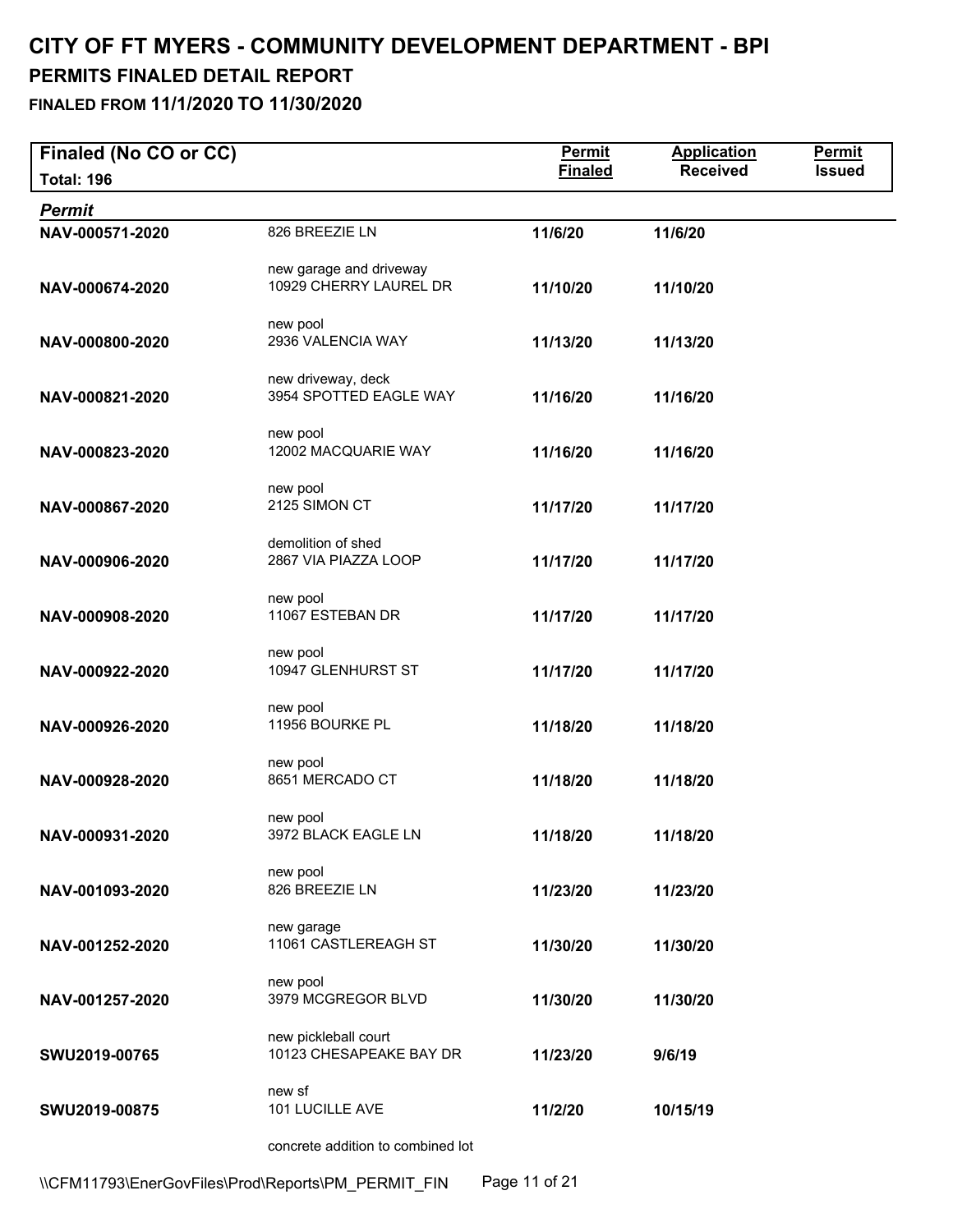# CITY OF FT MYERS - COMMUNITY DEVELOPMENT DEPARTMENT - BPI

## PERMITS FINALED DETAIL REPORT

### FINALED FROM 11/1/2020 TO 11/30/2020

**Finaled (No CO or CC)**

**Total: 196**

| Permit | Address / Description | Permit Finaled | Application Received | Permit Issued |
|---|---|---|---|---|
| NAV-000571-2020 | 826 BREEZIE LN<br>new garage and driveway | 11/6/20 | 11/6/20 | |
| NAV-000674-2020 | 10929 CHERRY LAUREL DR<br>new pool | 11/10/20 | 11/10/20 | |
| NAV-000800-2020 | 2936 VALENCIA WAY<br>new driveway, deck | 11/13/20 | 11/13/20 | |
| NAV-000821-2020 | 3954 SPOTTED EAGLE WAY<br>new pool | 11/16/20 | 11/16/20 | |
| NAV-000823-2020 | 12002 MACQUARIE WAY<br>new pool | 11/16/20 | 11/16/20 | |
| NAV-000867-2020 | 2125 SIMON CT<br>demolition of shed | 11/17/20 | 11/17/20 | |
| NAV-000906-2020 | 2867 VIA PIAZZA LOOP<br>new pool | 11/17/20 | 11/17/20 | |
| NAV-000908-2020 | 11067 ESTEBAN DR<br>new pool | 11/17/20 | 11/17/20 | |
| NAV-000922-2020 | 10947 GLENHURST ST<br>new pool | 11/17/20 | 11/17/20 | |
| NAV-000926-2020 | 11956 BOURKE PL<br>new pool | 11/18/20 | 11/18/20 | |
| NAV-000928-2020 | 8651 MERCADO CT<br>new pool | 11/18/20 | 11/18/20 | |
| NAV-000931-2020 | 3972 BLACK EAGLE LN<br>new pool | 11/18/20 | 11/18/20 | |
| NAV-001093-2020 | 826 BREEZIE LN<br>new garage | 11/23/20 | 11/23/20 | |
| NAV-001252-2020 | 11061 CASTLEREAGH ST<br>new pool | 11/30/20 | 11/30/20 | |
| NAV-001257-2020 | 3979 MCGREGOR BLVD<br>new pickleball court | 11/30/20 | 11/30/20 | |
| SWU2019-00765 | 10123 CHESAPEAKE BAY DR<br>new sf | 11/23/20 | 9/6/19 | |
| SWU2019-00875 | 101 LUCILLE AVE<br>concrete addition to combined lot | 11/2/20 | 10/15/19 | |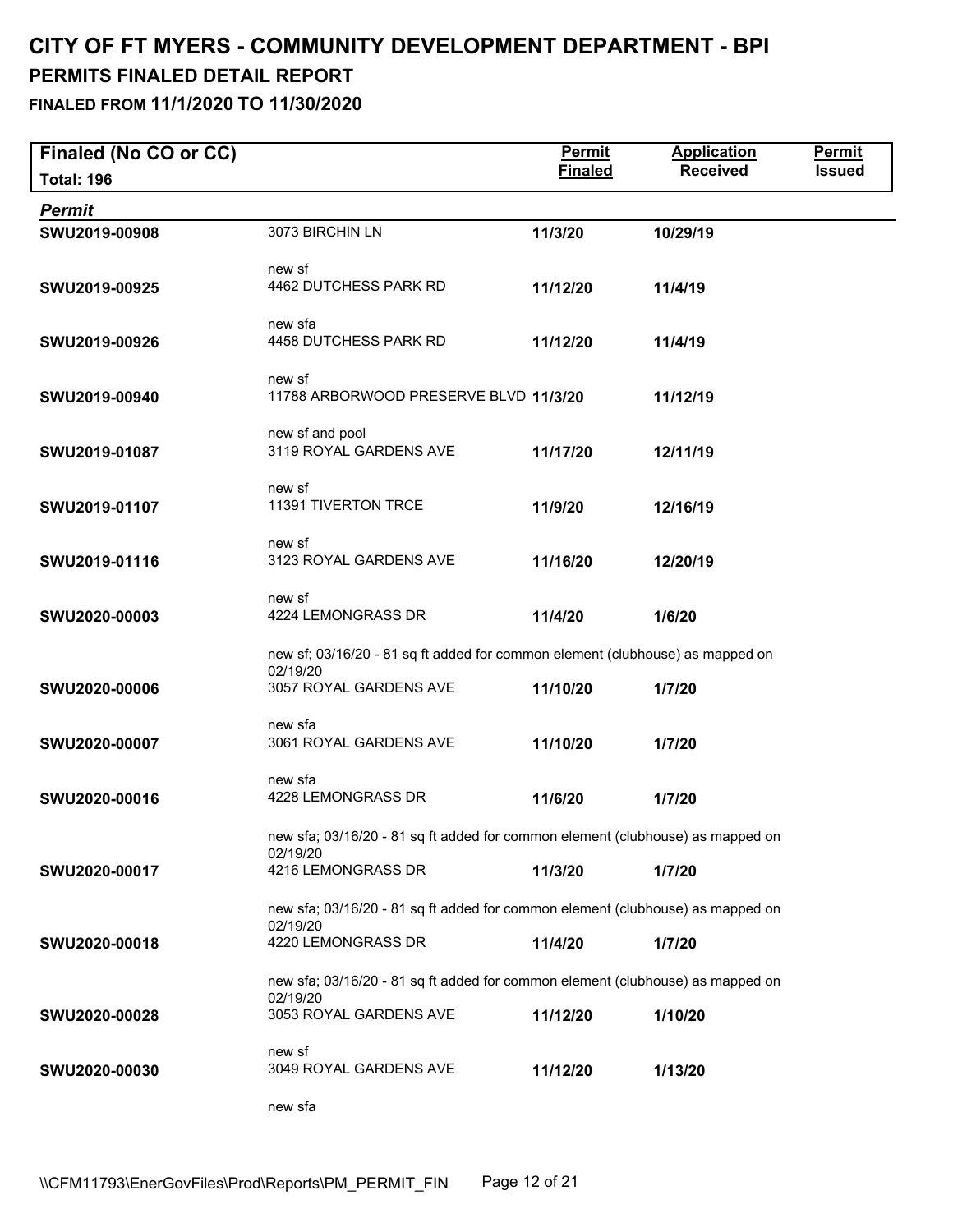# CITY OF FT MYERS - COMMUNITY DEVELOPMENT DEPARTMENT - BPI

## PERMITS FINALED DETAIL REPORT

### FINALED FROM 11/1/2020 TO 11/30/2020

| Finaled (No CO or CC) Total: 196 | | Permit Finaled | Application Received | Permit Issued |
|---|---|---|---|---|
| ***Permit*** | | | | |
| **SWU2019-00908** | 3073 BIRCHIN LN<br>new sf | **11/3/20** | **10/29/19** | |
| **SWU2019-00925** | 4462 DUTCHESS PARK RD<br>new sfa | **11/12/20** | **11/4/19** | |
| **SWU2019-00926** | 4458 DUTCHESS PARK RD<br>new sf | **11/12/20** | **11/4/19** | |
| **SWU2019-00940** | 11788 ARBORWOOD PRESERVE BLVD<br>new sf and pool | **11/3/20** | **11/12/19** | |
| **SWU2019-01087** | 3119 ROYAL GARDENS AVE<br>new sf | **11/17/20** | **12/11/19** | |
| **SWU2019-01107** | 11391 TIVERTON TRCE<br>new sf | **11/9/20** | **12/16/19** | |
| **SWU2019-01116** | 3123 ROYAL GARDENS AVE<br>new sf | **11/16/20** | **12/20/19** | |
| **SWU2020-00003** | 4224 LEMONGRASS DR<br>new sf; 03/16/20 - 81 sq ft added for common element (clubhouse) as mapped on 02/19/20 | **11/4/20** | **1/6/20** | |
| **SWU2020-00006** | 3057 ROYAL GARDENS AVE<br>new sfa | **11/10/20** | **1/7/20** | |
| **SWU2020-00007** | 3061 ROYAL GARDENS AVE<br>new sfa | **11/10/20** | **1/7/20** | |
| **SWU2020-00016** | 4228 LEMONGRASS DR<br>new sfa; 03/16/20 - 81 sq ft added for common element (clubhouse) as mapped on 02/19/20 | **11/6/20** | **1/7/20** | |
| **SWU2020-00017** | 4216 LEMONGRASS DR<br>new sfa; 03/16/20 - 81 sq ft added for common element (clubhouse) as mapped on 02/19/20 | **11/3/20** | **1/7/20** | |
| **SWU2020-00018** | 4220 LEMONGRASS DR<br>new sfa; 03/16/20 - 81 sq ft added for common element (clubhouse) as mapped on 02/19/20 | **11/4/20** | **1/7/20** | |
| **SWU2020-00028** | 3053 ROYAL GARDENS AVE<br>new sf | **11/12/20** | **1/10/20** | |
| **SWU2020-00030** | 3049 ROYAL GARDENS AVE<br>new sfa | **11/12/20** | **1/13/20** | |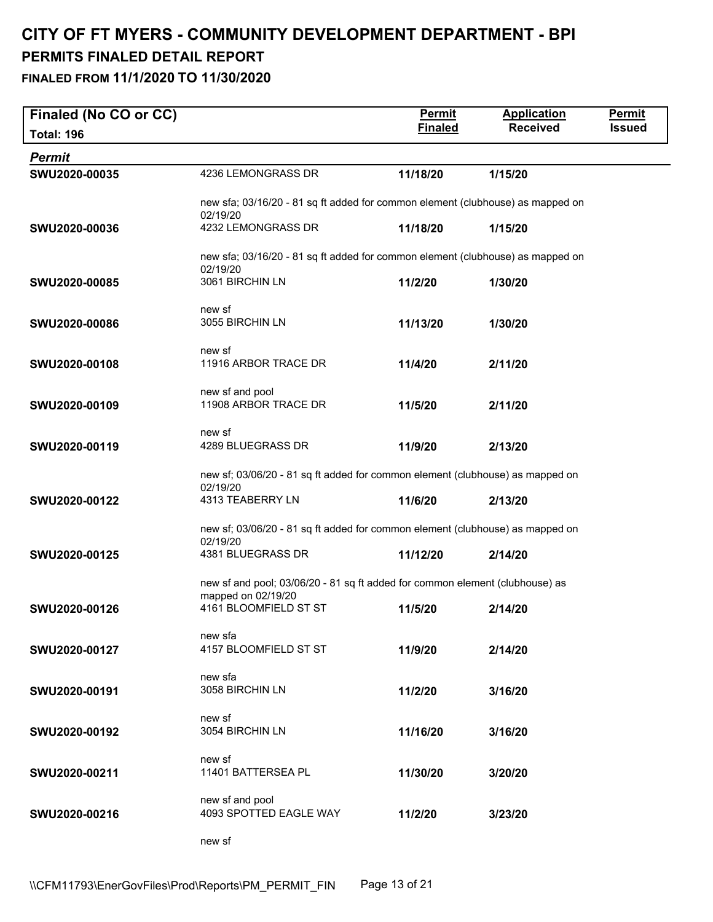# CITY OF FT MYERS - COMMUNITY DEVELOPMENT DEPARTMENT - BPI

## PERMITS FINALED DETAIL REPORT

### FINALED FROM 11/1/2020 TO 11/30/2020

| Finaled (No CO or CC)<br>Total: 196 | | Permit Finaled | Application Received | Permit Issued |
|---|---|---|---|---|
| ***Permit*** | | | | |
| **SWU2020-00035** | 4236 LEMONGRASS DR | **11/18/20** | **1/15/20** | |
| | new sfa; 03/16/20 - 81 sq ft added for common element (clubhouse) as mapped on 02/19/20 | | | |
| **SWU2020-00036** | 4232 LEMONGRASS DR | **11/18/20** | **1/15/20** | |
| | new sfa; 03/16/20 - 81 sq ft added for common element (clubhouse) as mapped on 02/19/20 | | | |
| **SWU2020-00085** | 3061 BIRCHIN LN | **11/2/20** | **1/30/20** | |
| | new sf | | | |
| **SWU2020-00086** | 3055 BIRCHIN LN | **11/13/20** | **1/30/20** | |
| | new sf | | | |
| **SWU2020-00108** | 11916 ARBOR TRACE DR | **11/4/20** | **2/11/20** | |
| | new sf and pool | | | |
| **SWU2020-00109** | 11908 ARBOR TRACE DR | **11/5/20** | **2/11/20** | |
| | new sf | | | |
| **SWU2020-00119** | 4289 BLUEGRASS DR | **11/9/20** | **2/13/20** | |
| | new sf; 03/06/20 - 81 sq ft added for common element (clubhouse) as mapped on 02/19/20 | | | |
| **SWU2020-00122** | 4313 TEABERRY LN | **11/6/20** | **2/13/20** | |
| | new sf; 03/06/20 - 81 sq ft added for common element (clubhouse) as mapped on 02/19/20 | | | |
| **SWU2020-00125** | 4381 BLUEGRASS DR | **11/12/20** | **2/14/20** | |
| | new sf and pool; 03/06/20 - 81 sq ft added for common element (clubhouse) as mapped on 02/19/20 | | | |
| **SWU2020-00126** | 4161 BLOOMFIELD ST ST | **11/5/20** | **2/14/20** | |
| | new sfa | | | |
| **SWU2020-00127** | 4157 BLOOMFIELD ST ST | **11/9/20** | **2/14/20** | |
| | new sfa | | | |
| **SWU2020-00191** | 3058 BIRCHIN LN | **11/2/20** | **3/16/20** | |
| | new sf | | | |
| **SWU2020-00192** | 3054 BIRCHIN LN | **11/16/20** | **3/16/20** | |
| | new sf | | | |
| **SWU2020-00211** | 11401 BATTERSEA PL | **11/30/20** | **3/20/20** | |
| | new sf and pool | | | |
| **SWU2020-00216** | 4093 SPOTTED EAGLE WAY | **11/2/20** | **3/23/20** | |
| | new sf | | | |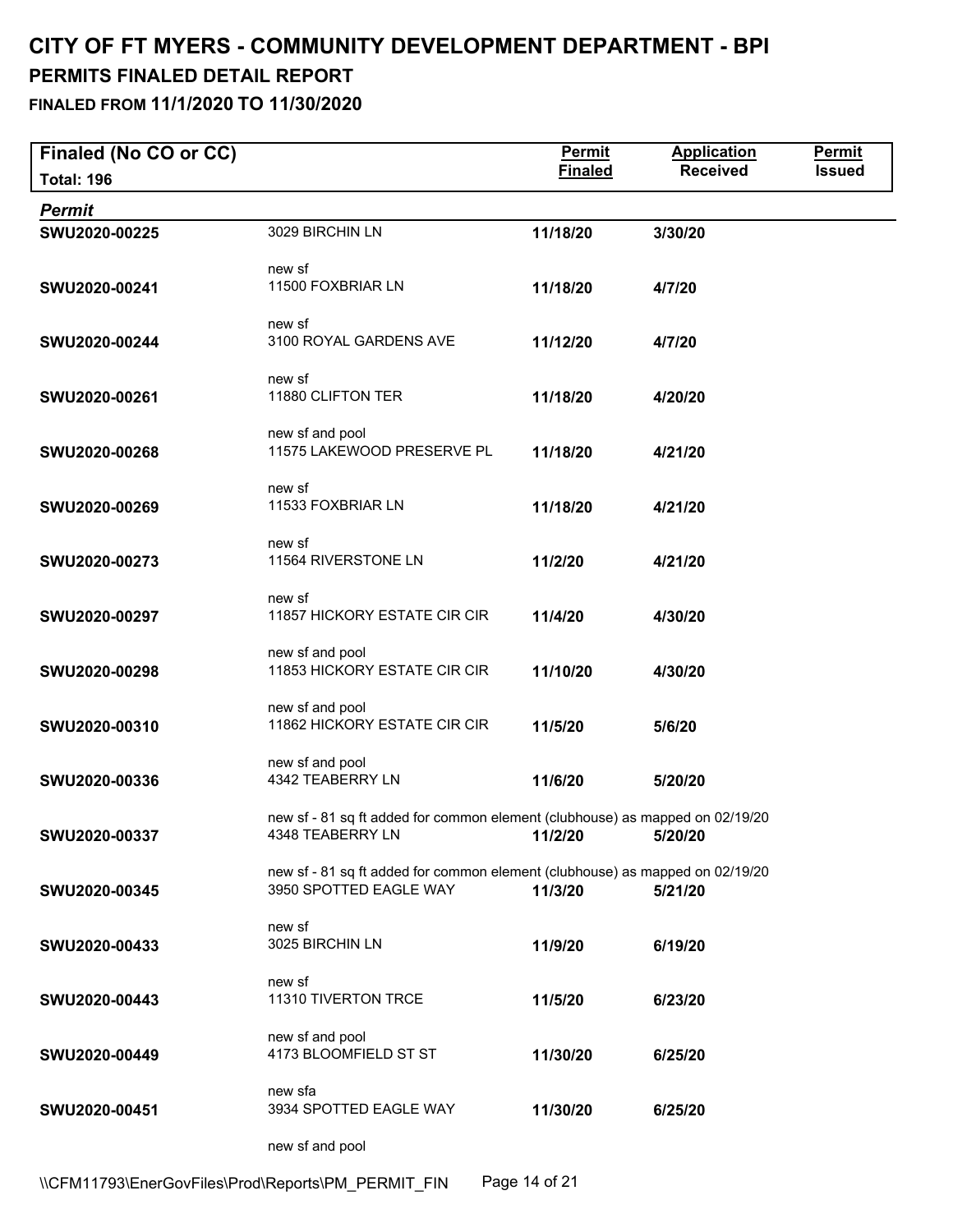# CITY OF FT MYERS - COMMUNITY DEVELOPMENT DEPARTMENT - BPI

## PERMITS FINALED DETAIL REPORT

### FINALED FROM 11/1/2020 TO 11/30/2020

**Finaled (No CO or CC)**

**Total: 196**

| Permit | | Permit Finaled | Application Received | Permit Issued |
|---|---|---|---|---|
| **SWU2020-00225** | 3029 BIRCHIN LN<br>new sf | **11/18/20** | **3/30/20** | |
| **SWU2020-00241** | 11500 FOXBRIAR LN<br>new sf | **11/18/20** | **4/7/20** | |
| **SWU2020-00244** | 3100 ROYAL GARDENS AVE<br>new sf | **11/12/20** | **4/7/20** | |
| **SWU2020-00261** | 11880 CLIFTON TER<br>new sf and pool | **11/18/20** | **4/20/20** | |
| **SWU2020-00268** | 11575 LAKEWOOD PRESERVE PL<br>new sf | **11/18/20** | **4/21/20** | |
| **SWU2020-00269** | 11533 FOXBRIAR LN<br>new sf | **11/18/20** | **4/21/20** | |
| **SWU2020-00273** | 11564 RIVERSTONE LN<br>new sf | **11/2/20** | **4/21/20** | |
| **SWU2020-00297** | 11857 HICKORY ESTATE CIR CIR<br>new sf and pool | **11/4/20** | **4/30/20** | |
| **SWU2020-00298** | 11853 HICKORY ESTATE CIR CIR<br>new sf and pool | **11/10/20** | **4/30/20** | |
| **SWU2020-00310** | 11862 HICKORY ESTATE CIR CIR<br>new sf and pool | **11/5/20** | **5/6/20** | |
| **SWU2020-00336** | 4342 TEABERRY LN<br>new sf - 81 sq ft added for common element (clubhouse) as mapped on 02/19/20 | **11/6/20** | **5/20/20** | |
| **SWU2020-00337** | 4348 TEABERRY LN<br>new sf - 81 sq ft added for common element (clubhouse) as mapped on 02/19/20 | **11/2/20** | **5/20/20** | |
| **SWU2020-00345** | 3950 SPOTTED EAGLE WAY<br>new sf | **11/3/20** | **5/21/20** | |
| **SWU2020-00433** | 3025 BIRCHIN LN<br>new sf | **11/9/20** | **6/19/20** | |
| **SWU2020-00443** | 11310 TIVERTON TRCE<br>new sf and pool | **11/5/20** | **6/23/20** | |
| **SWU2020-00449** | 4173 BLOOMFIELD ST ST<br>new sfa | **11/30/20** | **6/25/20** | |
| **SWU2020-00451** | 3934 SPOTTED EAGLE WAY<br>new sf and pool | **11/30/20** | **6/25/20** | |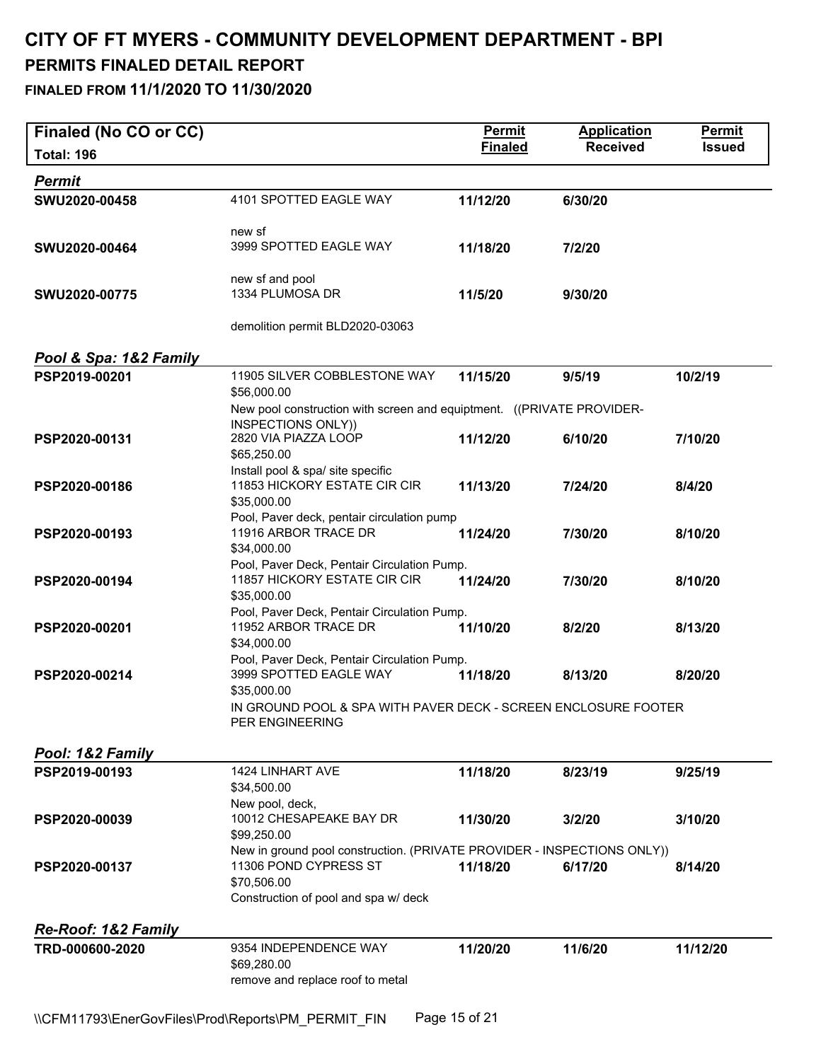# CITY OF FT MYERS - COMMUNITY DEVELOPMENT DEPARTMENT - BPI

## PERMITS FINALED DETAIL REPORT

### FINALED FROM 11/1/2020 TO 11/30/2020

| Finaled (No CO or CC) Total: 196 | | Permit Finaled | Application Received | Permit Issued |
|---|---|---|---|---|
| ***Permit*** | | | | |
| **SWU2020-00458** | 4101 SPOTTED EAGLE WAY<br>new sf | **11/12/20** | **6/30/20** | |
| **SWU2020-00464** | 3999 SPOTTED EAGLE WAY<br>new sf and pool | **11/18/20** | **7/2/20** | |
| **SWU2020-00775** | 1334 PLUMOSA DR<br>demolition permit BLD2020-03063 | **11/5/20** | **9/30/20** | |
| ***Pool & Spa: 1&2 Family*** | | | | |
| **PSP2019-00201** | 11905 SILVER COBBLESTONE WAY<br>$56,000.00<br>New pool construction with screen and equiptment. ((PRIVATE PROVIDER- INSPECTIONS ONLY)) | **11/15/20** | **9/5/19** | **10/2/19** |
| **PSP2020-00131** | 2820 VIA PIAZZA LOOP<br>$65,250.00<br>Install pool & spa/ site specific | **11/12/20** | **6/10/20** | **7/10/20** |
| **PSP2020-00186** | 11853 HICKORY ESTATE CIR CIR<br>$35,000.00<br>Pool, Paver deck, pentair circulation pump | **11/13/20** | **7/24/20** | **8/4/20** |
| **PSP2020-00193** | 11916 ARBOR TRACE DR<br>$34,000.00<br>Pool, Paver Deck, Pentair Circulation Pump. | **11/24/20** | **7/30/20** | **8/10/20** |
| **PSP2020-00194** | 11857 HICKORY ESTATE CIR CIR<br>$35,000.00<br>Pool, Paver Deck, Pentair Circulation Pump. | **11/24/20** | **7/30/20** | **8/10/20** |
| **PSP2020-00201** | 11952 ARBOR TRACE DR<br>$34,000.00<br>Pool, Paver Deck, Pentair Circulation Pump. | **11/10/20** | **8/2/20** | **8/13/20** |
| **PSP2020-00214** | 3999 SPOTTED EAGLE WAY<br>$35,000.00<br>IN GROUND POOL & SPA WITH PAVER DECK - SCREEN ENCLOSURE FOOTER PER ENGINEERING | **11/18/20** | **8/13/20** | **8/20/20** |
| ***Pool: 1&2 Family*** | | | | |
| **PSP2019-00193** | 1424 LINHART AVE<br>$34,500.00<br>New pool, deck, | **11/18/20** | **8/23/19** | **9/25/19** |
| **PSP2020-00039** | 10012 CHESAPEAKE BAY DR<br>$99,250.00<br>New in ground pool construction. (PRIVATE PROVIDER - INSPECTIONS ONLY)) | **11/30/20** | **3/2/20** | **3/10/20** |
| **PSP2020-00137** | 11306 POND CYPRESS ST<br>$70,506.00<br>Construction of pool and spa w/ deck | **11/18/20** | **6/17/20** | **8/14/20** |
| ***Re-Roof: 1&2 Family*** | | | | |
| **TRD-000600-2020** | 9354 INDEPENDENCE WAY<br>$69,280.00<br>remove and replace roof to metal | **11/20/20** | **11/6/20** | **11/12/20** |

\\CFM11793\EnerGovFiles\Prod\Reports\PM_PERMIT_FIN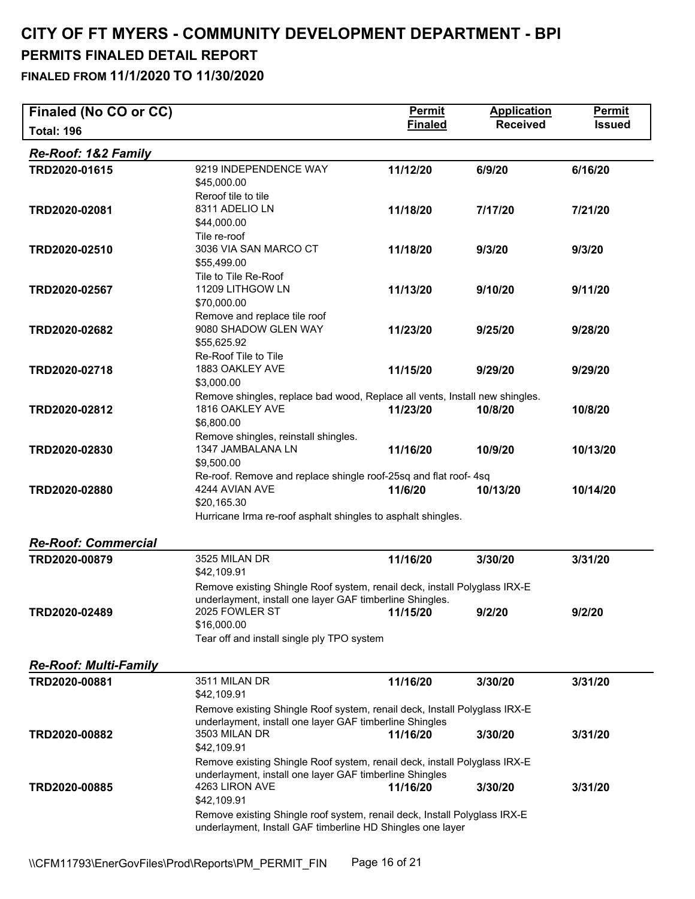# CITY OF FT MYERS - COMMUNITY DEVELOPMENT DEPARTMENT - BPI

## PERMITS FINALED DETAIL REPORT

### FINALED FROM 11/1/2020 TO 11/30/2020

| Finaled (No CO or CC) Total: 196 | | Permit Finaled | Application Received | Permit Issued |
|---|---|---|---|---|

### *Re-Roof: 1&2 Family*

| Permit | Address / Value / Description | Permit Finaled | Application Received | Permit Issued |
|---|---|---|---|---|
| TRD2020-01615 | 9219 INDEPENDENCE WAY<br>$45,000.00<br>Reroof tile to tile | 11/12/20 | 6/9/20 | 6/16/20 |
| TRD2020-02081 | 8311 ADELIO LN<br>$44,000.00<br>Tile re-roof | 11/18/20 | 7/17/20 | 7/21/20 |
| TRD2020-02510 | 3036 VIA SAN MARCO CT<br>$55,499.00<br>Tile to Tile Re-Roof | 11/18/20 | 9/3/20 | 9/3/20 |
| TRD2020-02567 | 11209 LITHGOW LN<br>$70,000.00<br>Remove and replace tile roof | 11/13/20 | 9/10/20 | 9/11/20 |
| TRD2020-02682 | 9080 SHADOW GLEN WAY<br>$55,625.92<br>Re-Roof Tile to Tile | 11/23/20 | 9/25/20 | 9/28/20 |
| TRD2020-02718 | 1883 OAKLEY AVE<br>$3,000.00<br>Remove shingles, replace bad wood, Replace all vents, Install new shingles. | 11/15/20 | 9/29/20 | 9/29/20 |
| TRD2020-02812 | 1816 OAKLEY AVE<br>$6,800.00<br>Remove shingles, reinstall shingles. | 11/23/20 | 10/8/20 | 10/8/20 |
| TRD2020-02830 | 1347 JAMBALANA LN<br>$9,500.00<br>Re-roof. Remove and replace shingle roof-25sq and flat roof- 4sq | 11/16/20 | 10/9/20 | 10/13/20 |
| TRD2020-02880 | 4244 AVIAN AVE<br>$20,165.30<br>Hurricane Irma re-roof asphalt shingles to asphalt shingles. | 11/6/20 | 10/13/20 | 10/14/20 |

### *Re-Roof: Commercial*

| Permit | Address / Value / Description | Permit Finaled | Application Received | Permit Issued |
|---|---|---|---|---|
| TRD2020-00879 | 3525 MILAN DR<br>$42,109.91<br>Remove existing Shingle Roof system, renail deck, install Polyglass IRX-E underlayment, install one layer GAF timberline Shingles. | 11/16/20 | 3/30/20 | 3/31/20 |
| TRD2020-02489 | 2025 FOWLER ST<br>$16,000.00<br>Tear off and install single ply TPO system | 11/15/20 | 9/2/20 | 9/2/20 |

### *Re-Roof: Multi-Family*

| Permit | Address / Value / Description | Permit Finaled | Application Received | Permit Issued |
|---|---|---|---|---|
| TRD2020-00881 | 3511 MILAN DR<br>$42,109.91<br>Remove existing Shingle Roof system, renail deck, Install Polyglass IRX-E underlayment, install one layer GAF timberline Shingles | 11/16/20 | 3/30/20 | 3/31/20 |
| TRD2020-00882 | 3503 MILAN DR<br>$42,109.91<br>Remove existing Shingle Roof system, renail deck, install Polyglass IRX-E underlayment, install one layer GAF timberline Shingles | 11/16/20 | 3/30/20 | 3/31/20 |
| TRD2020-00885 | 4263 LIRON AVE<br>$42,109.91<br>Remove existing Shingle roof system, renail deck, Install Polyglass IRX-E underlayment, Install GAF timberline HD Shingles one layer | 11/16/20 | 3/30/20 | 3/31/20 |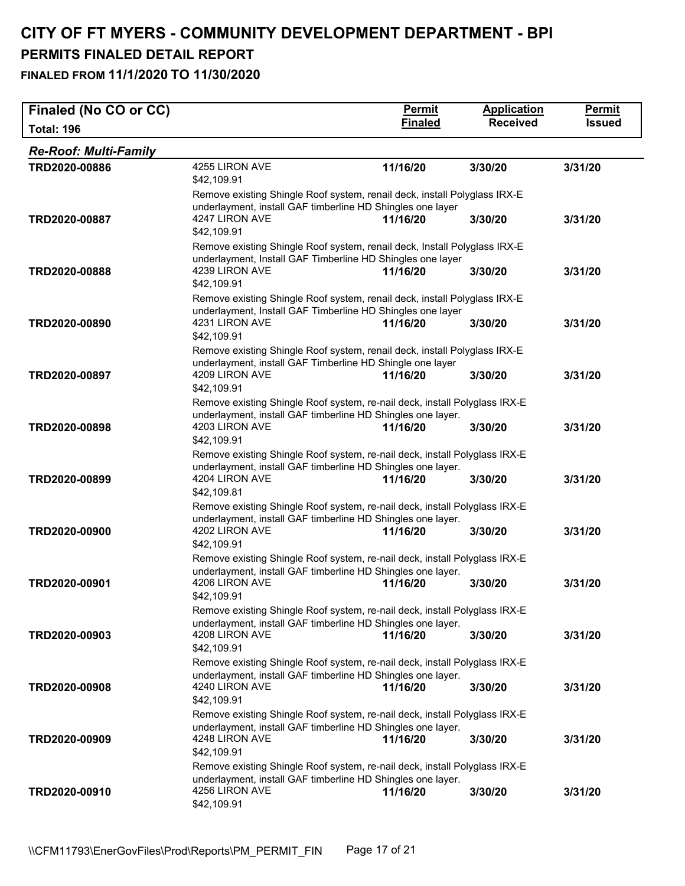# CITY OF FT MYERS - COMMUNITY DEVELOPMENT DEPARTMENT - BPI

## PERMITS FINALED DETAIL REPORT

### FINALED FROM 11/1/2020 TO 11/30/2020

| Finaled (No CO or CC) Total: 196 | | Permit Finaled | Application Received | Permit Issued |
|---|---|---|---|---|
| ***Re-Roof: Multi-Family*** | | | | |
| **TRD2020-00886** | 4255 LIRON AVE<br>$42,109.91<br>Remove existing Shingle Roof system, renail deck, install Polyglass IRX-E underlayment, install GAF timberline HD Shingles one layer | **11/16/20** | **3/30/20** | **3/31/20** |
| **TRD2020-00887** | 4247 LIRON AVE<br>$42,109.91<br>Remove existing Shingle Roof system, renail deck, Install Polyglass IRX-E underlayment, Install GAF Timberline HD Shingles one layer | **11/16/20** | **3/30/20** | **3/31/20** |
| **TRD2020-00888** | 4239 LIRON AVE<br>$42,109.91<br>Remove existing Shingle Roof system, renail deck, install Polyglass IRX-E underlayment, Install GAF Timberline HD Shingles one layer | **11/16/20** | **3/30/20** | **3/31/20** |
| **TRD2020-00890** | 4231 LIRON AVE<br>$42,109.91<br>Remove existing Shingle Roof system, renail deck, install Polyglass IRX-E underlayment, install GAF Timberline HD Shingle one layer | **11/16/20** | **3/30/20** | **3/31/20** |
| **TRD2020-00897** | 4209 LIRON AVE<br>$42,109.91<br>Remove existing Shingle Roof system, re-nail deck, install Polyglass IRX-E underlayment, install GAF timberline HD Shingles one layer. | **11/16/20** | **3/30/20** | **3/31/20** |
| **TRD2020-00898** | 4203 LIRON AVE<br>$42,109.91<br>Remove existing Shingle Roof system, re-nail deck, install Polyglass IRX-E underlayment, install GAF timberline HD Shingles one layer. | **11/16/20** | **3/30/20** | **3/31/20** |
| **TRD2020-00899** | 4204 LIRON AVE<br>$42,109.81<br>Remove existing Shingle Roof system, re-nail deck, install Polyglass IRX-E underlayment, install GAF timberline HD Shingles one layer. | **11/16/20** | **3/30/20** | **3/31/20** |
| **TRD2020-00900** | 4202 LIRON AVE<br>$42,109.91<br>Remove existing Shingle Roof system, re-nail deck, install Polyglass IRX-E underlayment, install GAF timberline HD Shingles one layer. | **11/16/20** | **3/30/20** | **3/31/20** |
| **TRD2020-00901** | 4206 LIRON AVE<br>$42,109.91<br>Remove existing Shingle Roof system, re-nail deck, install Polyglass IRX-E underlayment, install GAF timberline HD Shingles one layer. | **11/16/20** | **3/30/20** | **3/31/20** |
| **TRD2020-00903** | 4208 LIRON AVE<br>$42,109.91<br>Remove existing Shingle Roof system, re-nail deck, install Polyglass IRX-E underlayment, install GAF timberline HD Shingles one layer. | **11/16/20** | **3/30/20** | **3/31/20** |
| **TRD2020-00908** | 4240 LIRON AVE<br>$42,109.91<br>Remove existing Shingle Roof system, re-nail deck, install Polyglass IRX-E underlayment, install GAF timberline HD Shingles one layer. | **11/16/20** | **3/30/20** | **3/31/20** |
| **TRD2020-00909** | 4248 LIRON AVE<br>$42,109.91<br>Remove existing Shingle Roof system, re-nail deck, install Polyglass IRX-E underlayment, install GAF timberline HD Shingles one layer. | **11/16/20** | **3/30/20** | **3/31/20** |
| **TRD2020-00910** | 4256 LIRON AVE<br>$42,109.91 | **11/16/20** | **3/30/20** | **3/31/20** |

\\CFM11793\EnerGovFiles\Prod\Reports\PM_PERMIT_FIN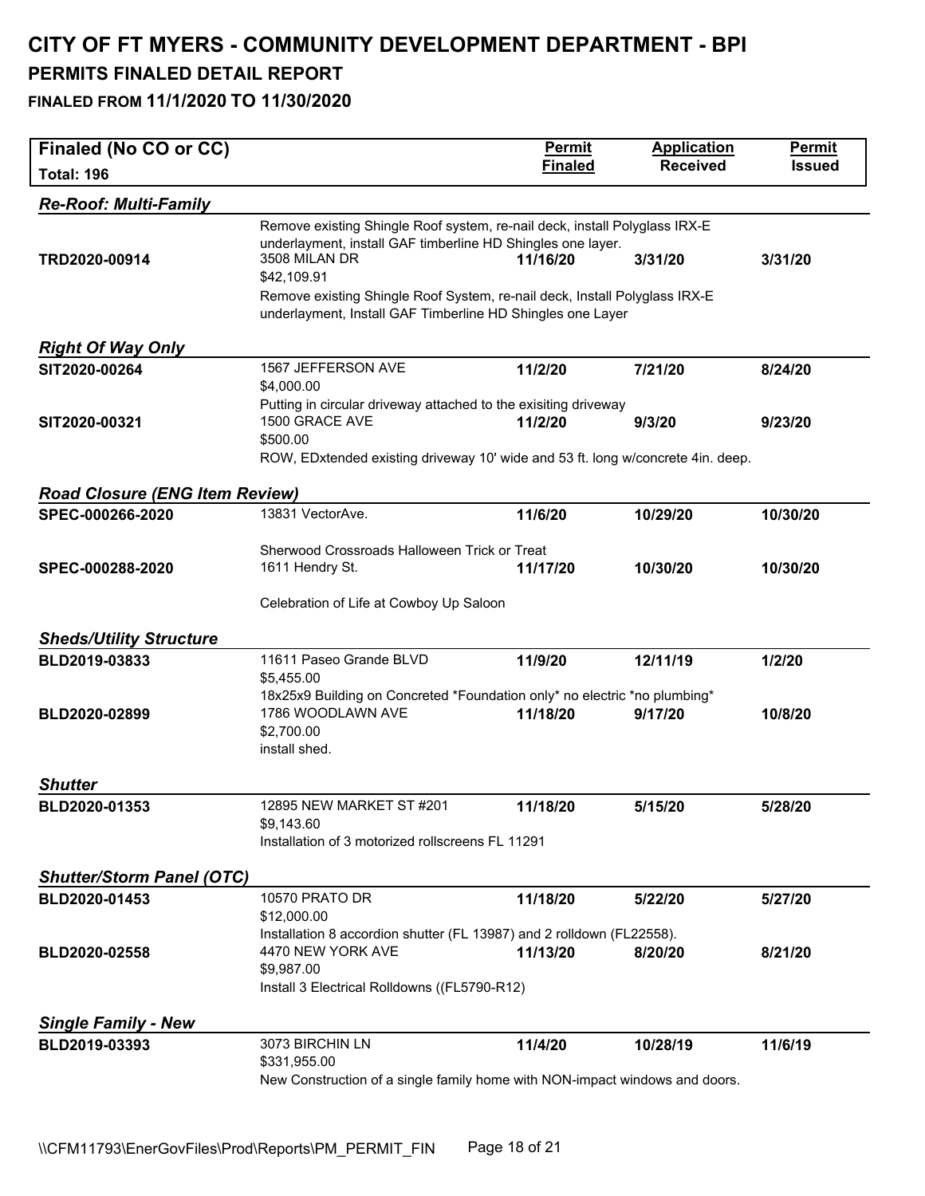# CITY OF FT MYERS - COMMUNITY DEVELOPMENT DEPARTMENT - BPI

## PERMITS FINALED DETAIL REPORT

### FINALED FROM 11/1/2020 TO 11/30/2020

| Finaled (No CO or CC) Total: 196 | | Permit Finaled | Application Received | Permit Issued |
|---|---|---|---|---|
| ***Re-Roof: Multi-Family*** | | | | |
| TRD2020-00914 | Remove existing Shingle Roof system, re-nail deck, install Polyglass IRX-E underlayment, install GAF timberline HD Shingles one layer. 3508 MILAN DR $42,109.91 Remove existing Shingle Roof System, re-nail deck, Install Polyglass IRX-E underlayment, Install GAF Timberline HD Shingles one Layer | 11/16/20 | 3/31/20 | 3/31/20 |
| ***Right Of Way Only*** | | | | |
| SIT2020-00264 | 1567 JEFFERSON AVE $4,000.00 Putting in circular driveway attached to the exisiting driveway | 11/2/20 | 7/21/20 | 8/24/20 |
| SIT2020-00321 | 1500 GRACE AVE $500.00 ROW, EDxtended existing driveway 10' wide and 53 ft. long w/concrete 4in. deep. | 11/2/20 | 9/3/20 | 9/23/20 |
| ***Road Closure (ENG Item Review)*** | | | | |
| SPEC-000266-2020 | 13831 VectorAve. Sherwood Crossroads Halloween Trick or Treat | 11/6/20 | 10/29/20 | 10/30/20 |
| SPEC-000288-2020 | 1611 Hendry St. Celebration of Life at Cowboy Up Saloon | 11/17/20 | 10/30/20 | 10/30/20 |
| ***Sheds/Utility Structure*** | | | | |
| BLD2019-03833 | 11611 Paseo Grande BLVD $5,455.00 18x25x9 Building on Concreted *Foundation only* no electric *no plumbing* | 11/9/20 | 12/11/19 | 1/2/20 |
| BLD2020-02899 | 1786 WOODLAWN AVE $2,700.00 install shed. | 11/18/20 | 9/17/20 | 10/8/20 |
| ***Shutter*** | | | | |
| BLD2020-01353 | 12895 NEW MARKET ST #201 $9,143.60 Installation of 3 motorized rollscreens FL 11291 | 11/18/20 | 5/15/20 | 5/28/20 |
| ***Shutter/Storm Panel (OTC)*** | | | | |
| BLD2020-01453 | 10570 PRATO DR $12,000.00 Installation 8 accordion shutter (FL 13987) and 2 rolldown (FL22558). | 11/18/20 | 5/22/20 | 5/27/20 |
| BLD2020-02558 | 4470 NEW YORK AVE $9,987.00 Install 3 Electrical Rolldowns ((FL5790-R12) | 11/13/20 | 8/20/20 | 8/21/20 |
| ***Single Family - New*** | | | | |
| BLD2019-03393 | 3073 BIRCHIN LN $331,955.00 New Construction of a single family home with NON-impact windows and doors. | 11/4/20 | 10/28/19 | 11/6/19 |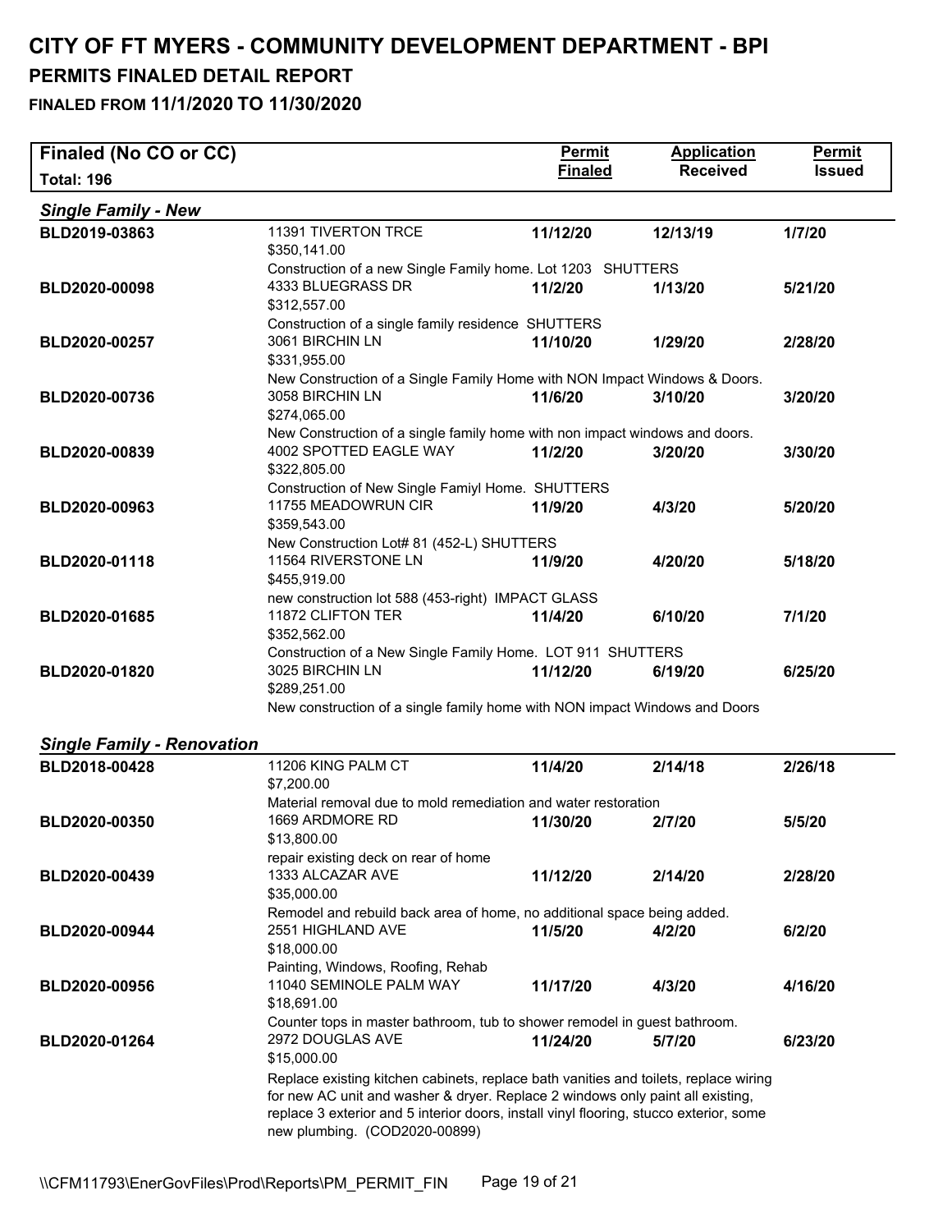# CITY OF FT MYERS - COMMUNITY DEVELOPMENT DEPARTMENT - BPI

## PERMITS FINALED DETAIL REPORT

### FINALED FROM 11/1/2020 TO 11/30/2020

| Finaled (No CO or CC) Total: 196 | | Permit Finaled | Application Received | Permit Issued |
|---|---|---|---|---|
| ***Single Family - New*** | | | | |
| **BLD2019-03863** | 11391 TIVERTON TRCE<br>$350,141.00<br>Construction of a new Single Family home. Lot 1203 SHUTTERS | **11/12/20** | **12/13/19** | **1/7/20** |
| **BLD2020-00098** | 4333 BLUEGRASS DR<br>$312,557.00<br>Construction of a single family residence SHUTTERS | **11/2/20** | **1/13/20** | **5/21/20** |
| **BLD2020-00257** | 3061 BIRCHIN LN<br>$331,955.00<br>New Construction of a Single Family Home with NON Impact Windows & Doors. | **11/10/20** | **1/29/20** | **2/28/20** |
| **BLD2020-00736** | 3058 BIRCHIN LN<br>$274,065.00<br>New Construction of a single family home with non impact windows and doors. | **11/6/20** | **3/10/20** | **3/20/20** |
| **BLD2020-00839** | 4002 SPOTTED EAGLE WAY<br>$322,805.00<br>Construction of New Single Famiyl Home. SHUTTERS | **11/2/20** | **3/20/20** | **3/30/20** |
| **BLD2020-00963** | 11755 MEADOWRUN CIR<br>$359,543.00<br>New Construction Lot# 81 (452-L) SHUTTERS | **11/9/20** | **4/3/20** | **5/20/20** |
| **BLD2020-01118** | 11564 RIVERSTONE LN<br>$455,919.00<br>new construction lot 588 (453-right) IMPACT GLASS | **11/9/20** | **4/20/20** | **5/18/20** |
| **BLD2020-01685** | 11872 CLIFTON TER<br>$352,562.00<br>Construction of a New Single Family Home. LOT 911 SHUTTERS | **11/4/20** | **6/10/20** | **7/1/20** |
| **BLD2020-01820** | 3025 BIRCHIN LN<br>$289,251.00<br>New construction of a single family home with NON impact Windows and Doors | **11/12/20** | **6/19/20** | **6/25/20** |
| ***Single Family - Renovation*** | | | | |
| **BLD2018-00428** | 11206 KING PALM CT<br>$7,200.00<br>Material removal due to mold remediation and water restoration | **11/4/20** | **2/14/18** | **2/26/18** |
| **BLD2020-00350** | 1669 ARDMORE RD<br>$13,800.00<br>repair existing deck on rear of home | **11/30/20** | **2/7/20** | **5/5/20** |
| **BLD2020-00439** | 1333 ALCAZAR AVE<br>$35,000.00<br>Remodel and rebuild back area of home, no additional space being added. | **11/12/20** | **2/14/20** | **2/28/20** |
| **BLD2020-00944** | 2551 HIGHLAND AVE<br>$18,000.00<br>Painting, Windows, Roofing, Rehab | **11/5/20** | **4/2/20** | **6/2/20** |
| **BLD2020-00956** | 11040 SEMINOLE PALM WAY<br>$18,691.00<br>Counter tops in master bathroom, tub to shower remodel in guest bathroom. | **11/17/20** | **4/3/20** | **4/16/20** |
| **BLD2020-01264** | 2972 DOUGLAS AVE<br>$15,000.00<br>Replace existing kitchen cabinets, replace bath vanities and toilets, replace wiring for new AC unit and washer & dryer. Replace 2 windows only paint all existing, replace 3 exterior and 5 interior doors, install vinyl flooring, stucco exterior, some new plumbing. (COD2020-00899) | **11/24/20** | **5/7/20** | **6/23/20** |

\\CFM11793\EnerGovFiles\Prod\Reports\PM_PERMIT_FIN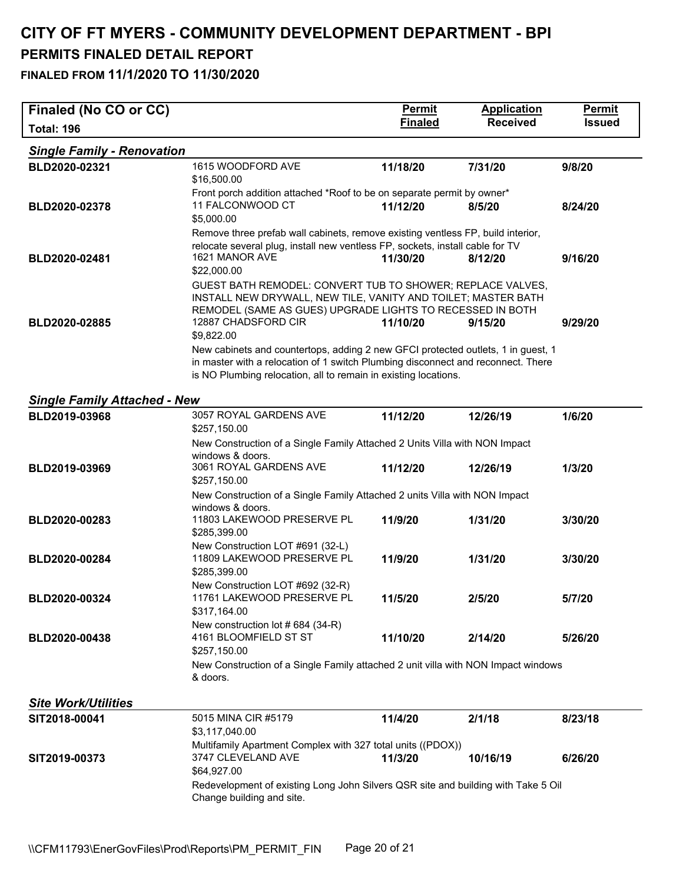# CITY OF FT MYERS - COMMUNITY DEVELOPMENT DEPARTMENT - BPI

## PERMITS FINALED DETAIL REPORT

### FINALED FROM 11/1/2020 TO 11/30/2020

| Finaled (No CO or CC) Total: 196 | | Permit Finaled | Application Received | Permit Issued |
|---|---|---|---|---|
| ***Single Family - Renovation*** | | | | |
| BLD2020-02321 | 1615 WOODFORD AVE<br>$16,500.00<br>Front porch addition attached *Roof to be on separate permit by owner* | 11/18/20 | 7/31/20 | 9/8/20 |
| BLD2020-02378 | 11 FALCONWOOD CT<br>$5,000.00<br>Remove three prefab wall cabinets, remove existing ventless FP, build interior, relocate several plug, install new ventless FP, sockets, install cable for TV | 11/12/20 | 8/5/20 | 8/24/20 |
| BLD2020-02481 | 1621 MANOR AVE<br>$22,000.00<br>GUEST BATH REMODEL: CONVERT TUB TO SHOWER; REPLACE VALVES, INSTALL NEW DRYWALL, NEW TILE, VANITY AND TOILET; MASTER BATH REMODEL (SAME AS GUES) UPGRADE LIGHTS TO RECESSED IN BOTH | 11/30/20 | 8/12/20 | 9/16/20 |
| BLD2020-02885 | 12887 CHADSFORD CIR<br>$9,822.00<br>New cabinets and countertops, adding 2 new GFCI protected outlets, 1 in guest, 1 in master with a relocation of 1 switch Plumbing disconnect and reconnect. There is NO Plumbing relocation, all to remain in existing locations. | 11/10/20 | 9/15/20 | 9/29/20 |
| ***Single Family Attached - New*** | | | | |
| BLD2019-03968 | 3057 ROYAL GARDENS AVE<br>$257,150.00<br>New Construction of a Single Family Attached 2 Units Villa with NON Impact windows & doors. | 11/12/20 | 12/26/19 | 1/6/20 |
| BLD2019-03969 | 3061 ROYAL GARDENS AVE<br>$257,150.00<br>New Construction of a Single Family Attached 2 units Villa with NON Impact windows & doors. | 11/12/20 | 12/26/19 | 1/3/20 |
| BLD2020-00283 | 11803 LAKEWOOD PRESERVE PL<br>$285,399.00<br>New Construction LOT #691 (32-L) | 11/9/20 | 1/31/20 | 3/30/20 |
| BLD2020-00284 | 11809 LAKEWOOD PRESERVE PL<br>$285,399.00<br>New Construction LOT #692 (32-R) | 11/9/20 | 1/31/20 | 3/30/20 |
| BLD2020-00324 | 11761 LAKEWOOD PRESERVE PL<br>$317,164.00<br>New construction lot # 684 (34-R) | 11/5/20 | 2/5/20 | 5/7/20 |
| BLD2020-00438 | 4161 BLOOMFIELD ST ST<br>$257,150.00<br>New Construction of a Single Family attached 2 unit villa with NON Impact windows & doors. | 11/10/20 | 2/14/20 | 5/26/20 |
| ***Site Work/Utilities*** | | | | |
| SIT2018-00041 | 5015 MINA CIR #5179<br>$3,117,040.00<br>Multifamily Apartment Complex with 327 total units ((PDOX)) | 11/4/20 | 2/1/18 | 8/23/18 |
| SIT2019-00373 | 3747 CLEVELAND AVE<br>$64,927.00<br>Redevelopment of existing Long John Silvers QSR site and building with Take 5 Oil Change building and site. | 11/3/20 | 10/16/19 | 6/26/20 |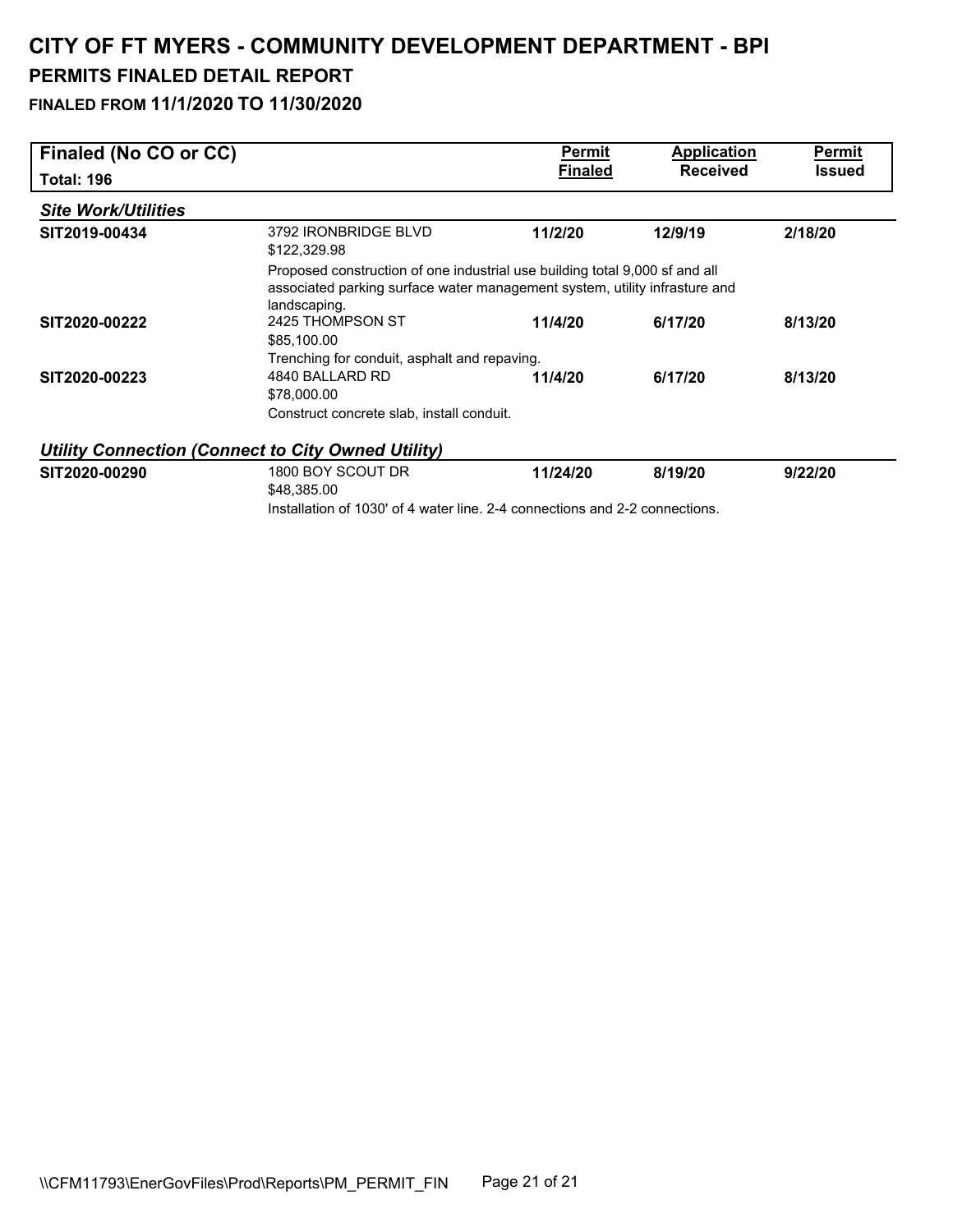# CITY OF FT MYERS - COMMUNITY DEVELOPMENT DEPARTMENT - BPI

## PERMITS FINALED DETAIL REPORT

### FINALED FROM 11/1/2020 TO 11/30/2020

| Finaled (No CO or CC) Total: 196 | | Permit Finaled | Application Received | Permit Issued |
|---|---|---|---|---|
| ***Site Work/Utilities*** | | | | |
| **SIT2019-00434** | 3792 IRONBRIDGE BLVD<br>$122,329.98<br>Proposed construction of one industrial use building total 9,000 sf and all associated parking surface water management system, utility infrasture and landscaping. | **11/2/20** | **12/9/19** | **2/18/20** |
| **SIT2020-00222** | 2425 THOMPSON ST<br>$85,100.00<br>Trenching for conduit, asphalt and repaving. | **11/4/20** | **6/17/20** | **8/13/20** |
| **SIT2020-00223** | 4840 BALLARD RD<br>$78,000.00<br>Construct concrete slab, install conduit. | **11/4/20** | **6/17/20** | **8/13/20** |
| ***Utility Connection (Connect to City Owned Utility)*** | | | | |
| **SIT2020-00290** | 1800 BOY SCOUT DR<br>$48,385.00<br>Installation of 1030' of 4 water line. 2-4 connections and 2-2 connections. | **11/24/20** | **8/19/20** | **9/22/20** |

\\CFM11793\EnerGovFiles\Prod\Reports\PM_PERMIT_FIN